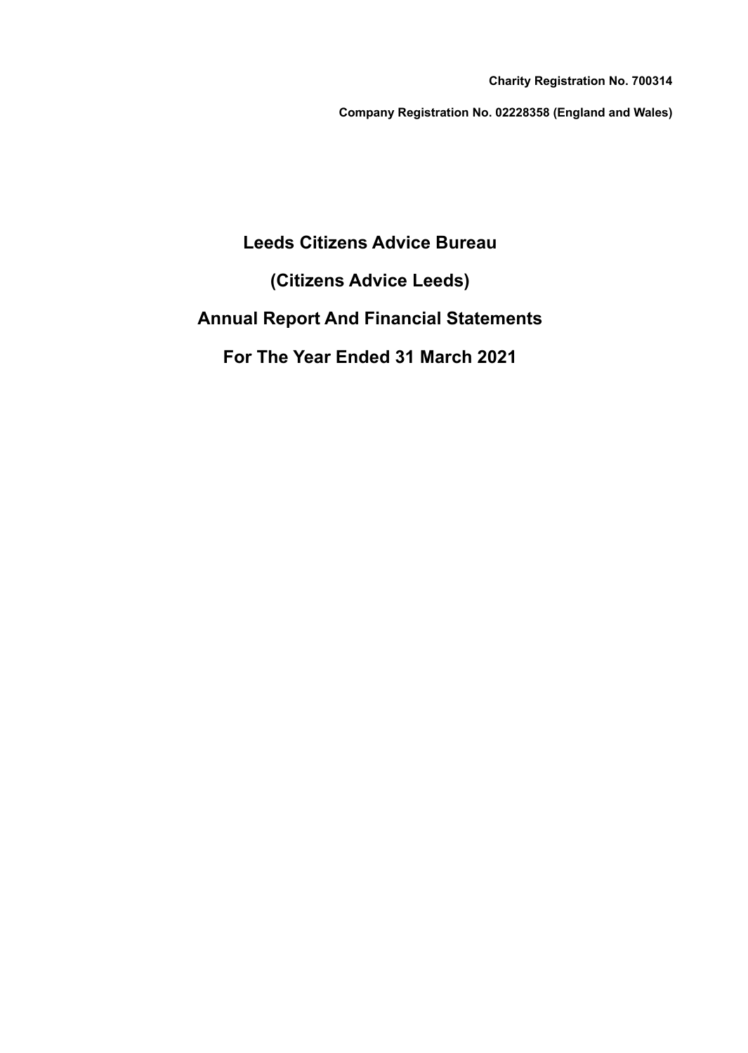**Charity Registration No. 700314**

**Company Registration No. 02228358 (England and Wales)**

# Leeds Citizens Advice Bureau

# (Citizens Advice Leeds)

# Annual Report And Financial Statements

# For The Year Ended 31 March 2021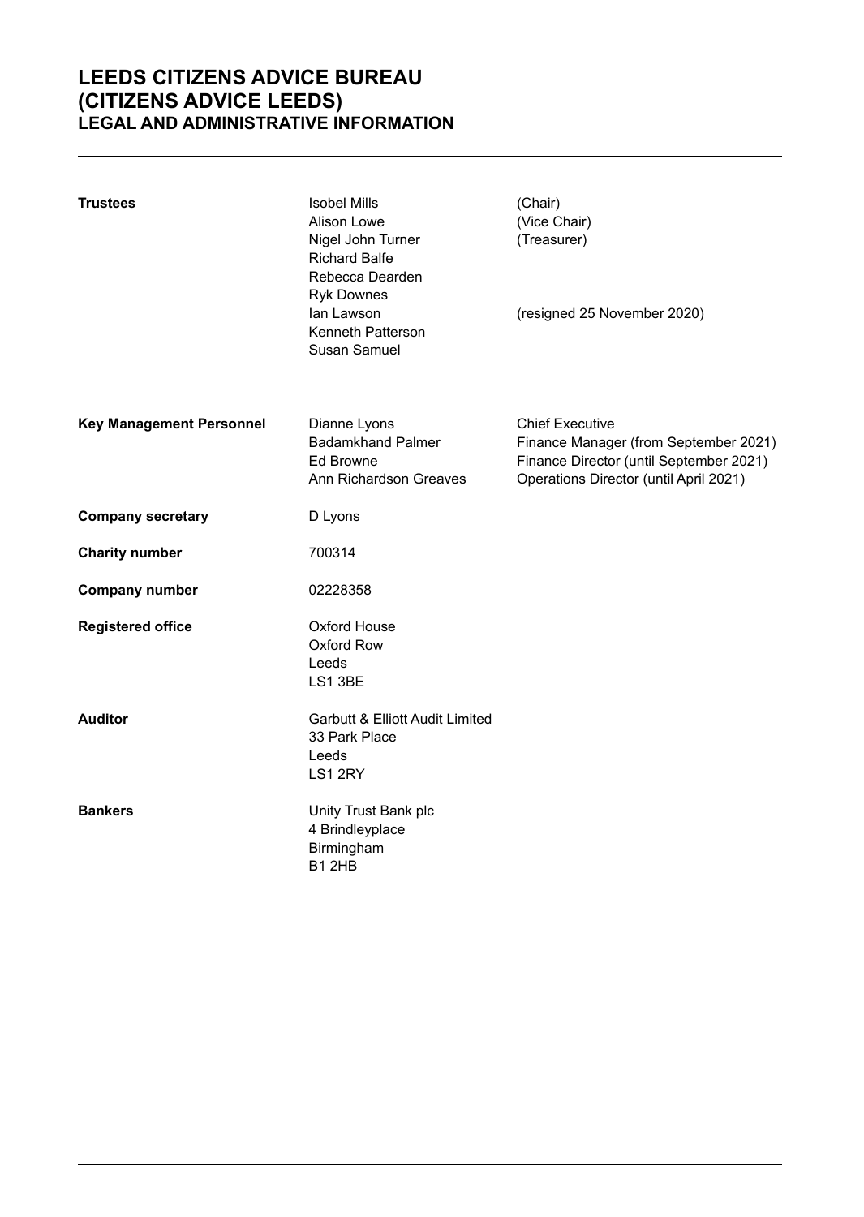# LEEDS CITIZENS ADVICE BUREAU (CITIZENS ADVICE LEEDS)
## LEGAL AND ADMINISTRATIVE INFORMATION

| | | |
|---|---|---|
| **Trustees** | Isobel Mills | (Chair) |
| | Alison Lowe | (Vice Chair) |
| | Nigel John Turner | (Treasurer) |
| | Richard Balfe | |
| | Rebecca Dearden | |
| | Ryk Downes | |
| | Ian Lawson | (resigned 25 November 2020) |
| | Kenneth Patterson | |
| | Susan Samuel | |
| **Key Management Personnel** | Dianne Lyons | Chief Executive |
| | Badamkhand Palmer | Finance Manager (from September 2021) |
| | Ed Browne | Finance Director (until September 2021) |
| | Ann Richardson Greaves | Operations Director (until April 2021) |
| **Company secretary** | D Lyons | |
| **Charity number** | 700314 | |
| **Company number** | 02228358 | |
| **Registered office** | Oxford House<br>Oxford Row<br>Leeds<br>LS1 3BE | |
| **Auditor** | Garbutt & Elliott Audit Limited<br>33 Park Place<br>Leeds<br>LS1 2RY | |
| **Bankers** | Unity Trust Bank plc<br>4 Brindleyplace<br>Birmingham<br>B1 2HB | |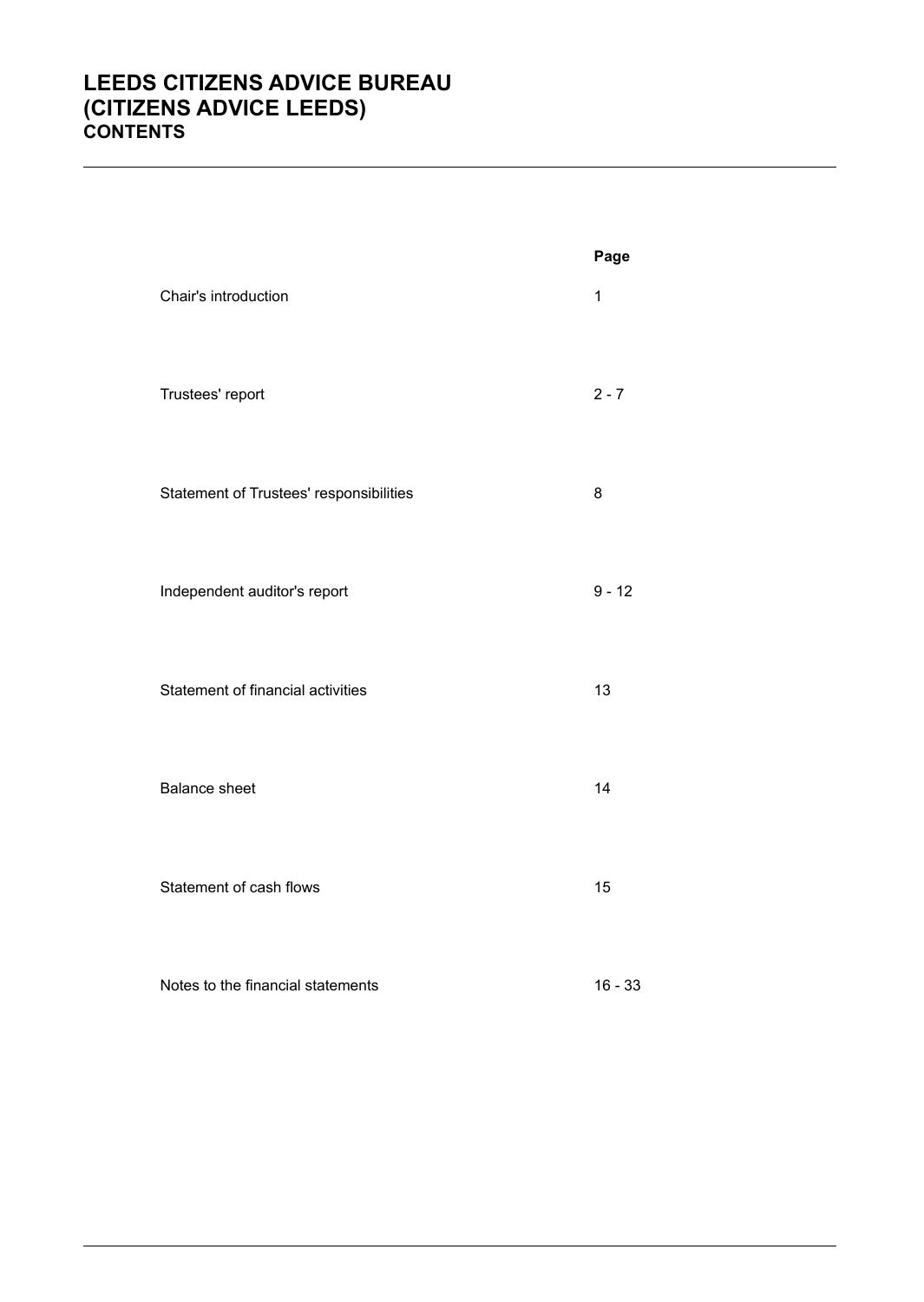# LEEDS CITIZENS ADVICE BUREAU (CITIZENS ADVICE LEEDS)

## CONTENTS

| | Page |
|---|---|
| Chair's introduction | 1 |
| Trustees' report | 2 - 7 |
| Statement of Trustees' responsibilities | 8 |
| Independent auditor's report | 9 - 12 |
| Statement of financial activities | 13 |
| Balance sheet | 14 |
| Statement of cash flows | 15 |
| Notes to the financial statements | 16 - 33 |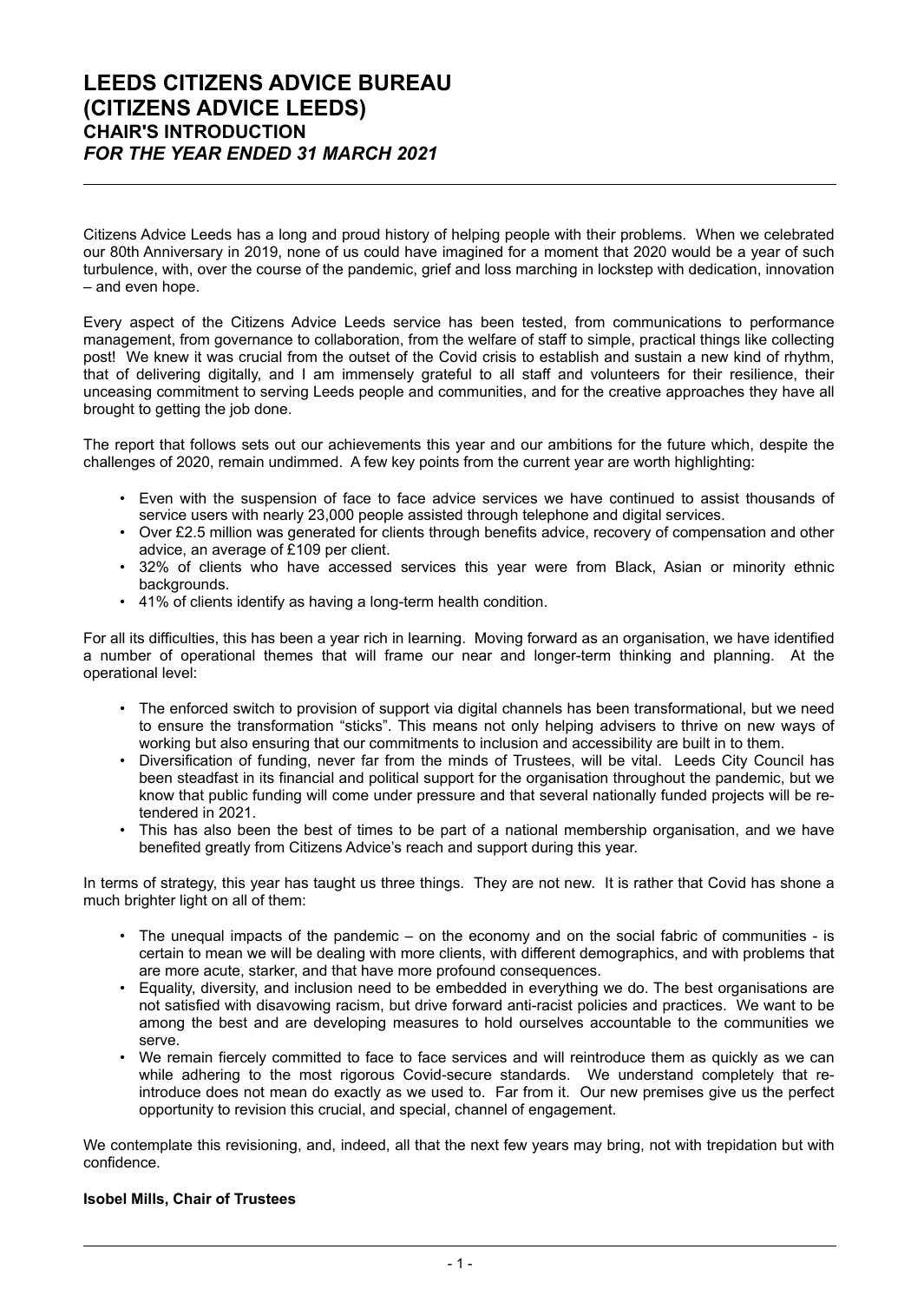# LEEDS CITIZENS ADVICE BUREAU (CITIZENS ADVICE LEEDS)

## CHAIR'S INTRODUCTION

### *FOR THE YEAR ENDED 31 MARCH 2021*

Citizens Advice Leeds has a long and proud history of helping people with their problems. When we celebrated our 80th Anniversary in 2019, none of us could have imagined for a moment that 2020 would be a year of such turbulence, with, over the course of the pandemic, grief and loss marching in lockstep with dedication, innovation – and even hope.

Every aspect of the Citizens Advice Leeds service has been tested, from communications to performance management, from governance to collaboration, from the welfare of staff to simple, practical things like collecting post! We knew it was crucial from the outset of the Covid crisis to establish and sustain a new kind of rhythm, that of delivering digitally, and I am immensely grateful to all staff and volunteers for their resilience, their unceasing commitment to serving Leeds people and communities, and for the creative approaches they have all brought to getting the job done.

The report that follows sets out our achievements this year and our ambitions for the future which, despite the challenges of 2020, remain undimmed. A few key points from the current year are worth highlighting:

- Even with the suspension of face to face advice services we have continued to assist thousands of service users with nearly 23,000 people assisted through telephone and digital services.
- Over £2.5 million was generated for clients through benefits advice, recovery of compensation and other advice, an average of £109 per client.
- 32% of clients who have accessed services this year were from Black, Asian or minority ethnic backgrounds.
- 41% of clients identify as having a long-term health condition.

For all its difficulties, this has been a year rich in learning. Moving forward as an organisation, we have identified a number of operational themes that will frame our near and longer-term thinking and planning. At the operational level:

- The enforced switch to provision of support via digital channels has been transformational, but we need to ensure the transformation "sticks". This means not only helping advisers to thrive on new ways of working but also ensuring that our commitments to inclusion and accessibility are built in to them.
- Diversification of funding, never far from the minds of Trustees, will be vital. Leeds City Council has been steadfast in its financial and political support for the organisation throughout the pandemic, but we know that public funding will come under pressure and that several nationally funded projects will be re-tendered in 2021.
- This has also been the best of times to be part of a national membership organisation, and we have benefited greatly from Citizens Advice's reach and support during this year.

In terms of strategy, this year has taught us three things. They are not new. It is rather that Covid has shone a much brighter light on all of them:

- The unequal impacts of the pandemic – on the economy and on the social fabric of communities - is certain to mean we will be dealing with more clients, with different demographics, and with problems that are more acute, starker, and that have more profound consequences.
- Equality, diversity, and inclusion need to be embedded in everything we do. The best organisations are not satisfied with disavowing racism, but drive forward anti-racist policies and practices. We want to be among the best and are developing measures to hold ourselves accountable to the communities we serve.
- We remain fiercely committed to face to face services and will reintroduce them as quickly as we can while adhering to the most rigorous Covid-secure standards. We understand completely that re-introduce does not mean do exactly as we used to. Far from it. Our new premises give us the perfect opportunity to revision this crucial, and special, channel of engagement.

We contemplate this revisioning, and, indeed, all that the next few years may bring, not with trepidation but with confidence.

**Isobel Mills, Chair of Trustees**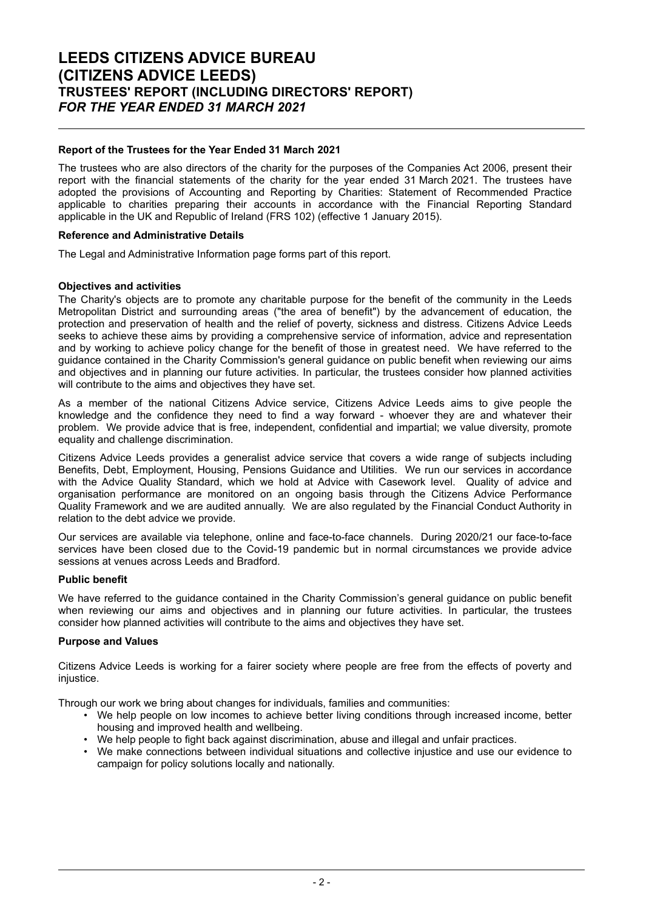# LEEDS CITIZENS ADVICE BUREAU (CITIZENS ADVICE LEEDS)
## TRUSTEES' REPORT (INCLUDING DIRECTORS' REPORT)
*FOR THE YEAR ENDED 31 MARCH 2021*

**Report of the Trustees for the Year Ended 31 March 2021**

The trustees who are also directors of the charity for the purposes of the Companies Act 2006, present their report with the financial statements of the charity for the year ended 31 March 2021. The trustees have adopted the provisions of Accounting and Reporting by Charities: Statement of Recommended Practice applicable to charities preparing their accounts in accordance with the Financial Reporting Standard applicable in the UK and Republic of Ireland (FRS 102) (effective 1 January 2015).

**Reference and Administrative Details**

The Legal and Administrative Information page forms part of this report.

**Objectives and activities**

The Charity's objects are to promote any charitable purpose for the benefit of the community in the Leeds Metropolitan District and surrounding areas ("the area of benefit") by the advancement of education, the protection and preservation of health and the relief of poverty, sickness and distress. Citizens Advice Leeds seeks to achieve these aims by providing a comprehensive service of information, advice and representation and by working to achieve policy change for the benefit of those in greatest need. We have referred to the guidance contained in the Charity Commission's general guidance on public benefit when reviewing our aims and objectives and in planning our future activities. In particular, the trustees consider how planned activities will contribute to the aims and objectives they have set.

As a member of the national Citizens Advice service, Citizens Advice Leeds aims to give people the knowledge and the confidence they need to find a way forward - whoever they are and whatever their problem. We provide advice that is free, independent, confidential and impartial; we value diversity, promote equality and challenge discrimination.

Citizens Advice Leeds provides a generalist advice service that covers a wide range of subjects including Benefits, Debt, Employment, Housing, Pensions Guidance and Utilities. We run our services in accordance with the Advice Quality Standard, which we hold at Advice with Casework level. Quality of advice and organisation performance are monitored on an ongoing basis through the Citizens Advice Performance Quality Framework and we are audited annually. We are also regulated by the Financial Conduct Authority in relation to the debt advice we provide.

Our services are available via telephone, online and face-to-face channels. During 2020/21 our face-to-face services have been closed due to the Covid-19 pandemic but in normal circumstances we provide advice sessions at venues across Leeds and Bradford.

**Public benefit**

We have referred to the guidance contained in the Charity Commission's general guidance on public benefit when reviewing our aims and objectives and in planning our future activities. In particular, the trustees consider how planned activities will contribute to the aims and objectives they have set.

**Purpose and Values**

Citizens Advice Leeds is working for a fairer society where people are free from the effects of poverty and injustice.

Through our work we bring about changes for individuals, families and communities:

- We help people on low incomes to achieve better living conditions through increased income, better housing and improved health and wellbeing.
- We help people to fight back against discrimination, abuse and illegal and unfair practices.
- We make connections between individual situations and collective injustice and use our evidence to campaign for policy solutions locally and nationally.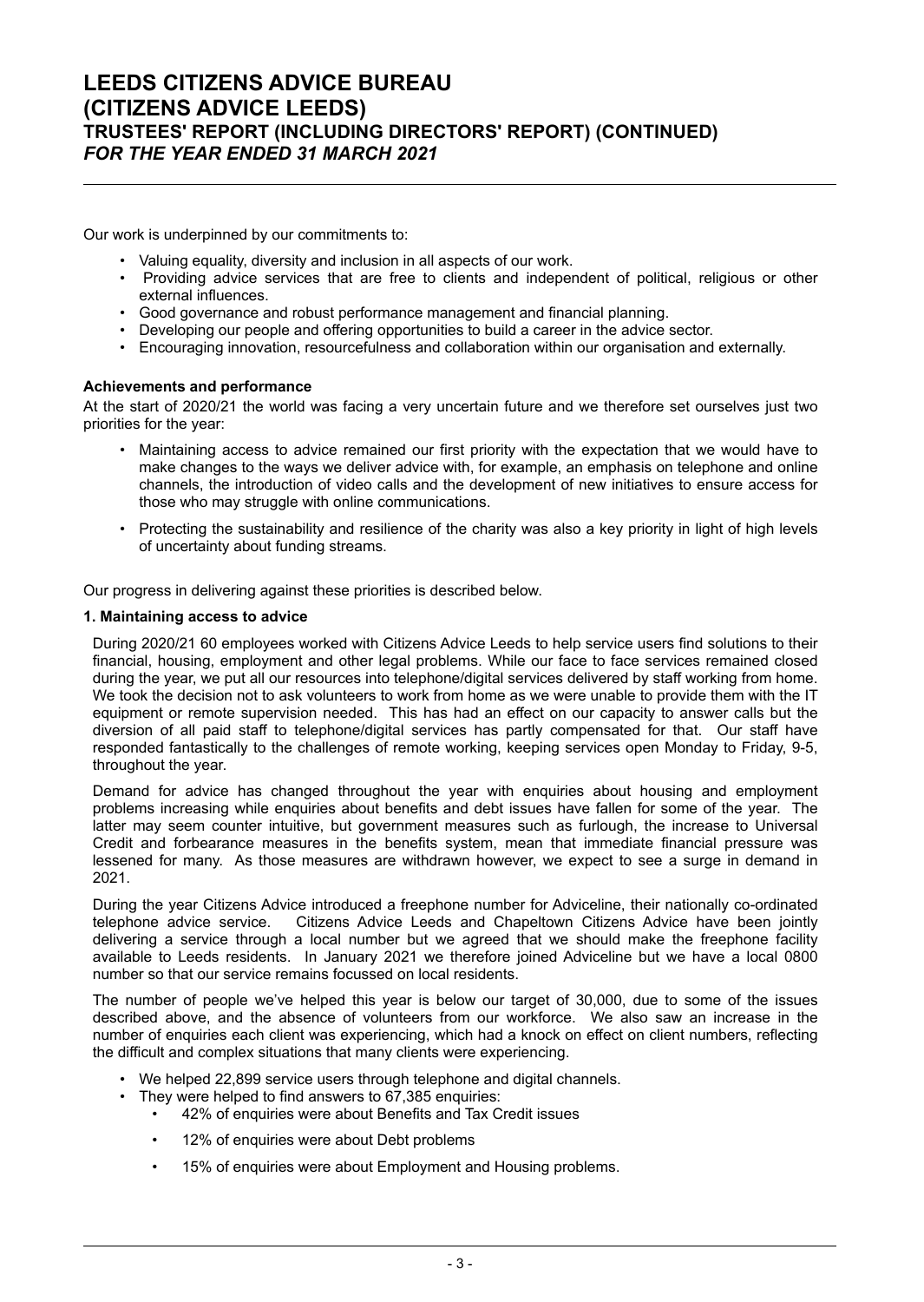Our work is underpinned by our commitments to:

- Valuing equality, diversity and inclusion in all aspects of our work.
- Providing advice services that are free to clients and independent of political, religious or other external influences.
- Good governance and robust performance management and financial planning.
- Developing our people and offering opportunities to build a career in the advice sector.
- Encouraging innovation, resourcefulness and collaboration within our organisation and externally.

**Achievements and performance**

At the start of 2020/21 the world was facing a very uncertain future and we therefore set ourselves just two priorities for the year:

- Maintaining access to advice remained our first priority with the expectation that we would have to make changes to the ways we deliver advice with, for example, an emphasis on telephone and online channels, the introduction of video calls and the development of new initiatives to ensure access for those who may struggle with online communications.
- Protecting the sustainability and resilience of the charity was also a key priority in light of high levels of uncertainty about funding streams.

Our progress in delivering against these priorities is described below.

**1. Maintaining access to advice**

During 2020/21 60 employees worked with Citizens Advice Leeds to help service users find solutions to their financial, housing, employment and other legal problems. While our face to face services remained closed during the year, we put all our resources into telephone/digital services delivered by staff working from home. We took the decision not to ask volunteers to work from home as we were unable to provide them with the IT equipment or remote supervision needed. This has had an effect on our capacity to answer calls but the diversion of all paid staff to telephone/digital services has partly compensated for that. Our staff have responded fantastically to the challenges of remote working, keeping services open Monday to Friday, 9-5, throughout the year.

Demand for advice has changed throughout the year with enquiries about housing and employment problems increasing while enquiries about benefits and debt issues have fallen for some of the year. The latter may seem counter intuitive, but government measures such as furlough, the increase to Universal Credit and forbearance measures in the benefits system, mean that immediate financial pressure was lessened for many. As those measures are withdrawn however, we expect to see a surge in demand in 2021.

During the year Citizens Advice introduced a freephone number for Adviceline, their nationally co-ordinated telephone advice service. Citizens Advice Leeds and Chapeltown Citizens Advice have been jointly delivering a service through a local number but we agreed that we should make the freephone facility available to Leeds residents. In January 2021 we therefore joined Adviceline but we have a local 0800 number so that our service remains focussed on local residents.

The number of people we've helped this year is below our target of 30,000, due to some of the issues described above, and the absence of volunteers from our workforce. We also saw an increase in the number of enquiries each client was experiencing, which had a knock on effect on client numbers, reflecting the difficult and complex situations that many clients were experiencing.

- We helped 22,899 service users through telephone and digital channels.
- They were helped to find answers to 67,385 enquiries:
  - 42% of enquiries were about Benefits and Tax Credit issues
  - 12% of enquiries were about Debt problems
  - 15% of enquiries were about Employment and Housing problems.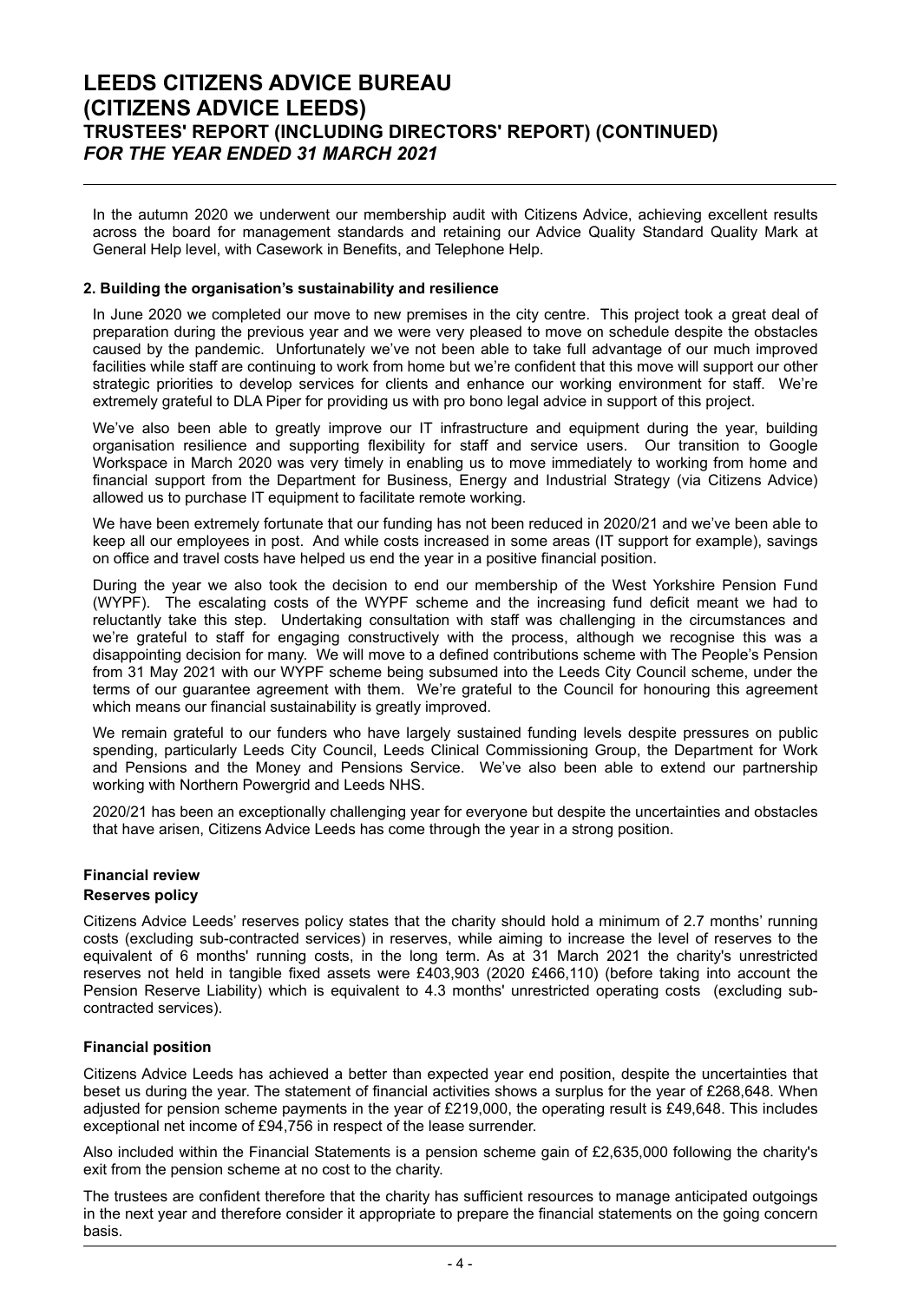In the autumn 2020 we underwent our membership audit with Citizens Advice, achieving excellent results across the board for management standards and retaining our Advice Quality Standard Quality Mark at General Help level, with Casework in Benefits, and Telephone Help.

**2. Building the organisation's sustainability and resilience**

In June 2020 we completed our move to new premises in the city centre. This project took a great deal of preparation during the previous year and we were very pleased to move on schedule despite the obstacles caused by the pandemic. Unfortunately we've not been able to take full advantage of our much improved facilities while staff are continuing to work from home but we're confident that this move will support our other strategic priorities to develop services for clients and enhance our working environment for staff. We're extremely grateful to DLA Piper for providing us with pro bono legal advice in support of this project.

We've also been able to greatly improve our IT infrastructure and equipment during the year, building organisation resilience and supporting flexibility for staff and service users. Our transition to Google Workspace in March 2020 was very timely in enabling us to move immediately to working from home and financial support from the Department for Business, Energy and Industrial Strategy (via Citizens Advice) allowed us to purchase IT equipment to facilitate remote working.

We have been extremely fortunate that our funding has not been reduced in 2020/21 and we've been able to keep all our employees in post. And while costs increased in some areas (IT support for example), savings on office and travel costs have helped us end the year in a positive financial position.

During the year we also took the decision to end our membership of the West Yorkshire Pension Fund (WYPF). The escalating costs of the WYPF scheme and the increasing fund deficit meant we had to reluctantly take this step. Undertaking consultation with staff was challenging in the circumstances and we're grateful to staff for engaging constructively with the process, although we recognise this was a disappointing decision for many. We will move to a defined contributions scheme with The People's Pension from 31 May 2021 with our WYPF scheme being subsumed into the Leeds City Council scheme, under the terms of our guarantee agreement with them. We're grateful to the Council for honouring this agreement which means our financial sustainability is greatly improved.

We remain grateful to our funders who have largely sustained funding levels despite pressures on public spending, particularly Leeds City Council, Leeds Clinical Commissioning Group, the Department for Work and Pensions and the Money and Pensions Service. We've also been able to extend our partnership working with Northern Powergrid and Leeds NHS.

2020/21 has been an exceptionally challenging year for everyone but despite the uncertainties and obstacles that have arisen, Citizens Advice Leeds has come through the year in a strong position.

## Financial review

### Reserves policy

Citizens Advice Leeds' reserves policy states that the charity should hold a minimum of 2.7 months' running costs (excluding sub-contracted services) in reserves, while aiming to increase the level of reserves to the equivalent of 6 months' running costs, in the long term. As at 31 March 2021 the charity's unrestricted reserves not held in tangible fixed assets were £403,903 (2020 £466,110) (before taking into account the Pension Reserve Liability) which is equivalent to 4.3 months' unrestricted operating costs (excluding sub-contracted services).

### Financial position

Citizens Advice Leeds has achieved a better than expected year end position, despite the uncertainties that beset us during the year. The statement of financial activities shows a surplus for the year of £268,648. When adjusted for pension scheme payments in the year of £219,000, the operating result is £49,648. This includes exceptional net income of £94,756 in respect of the lease surrender.

Also included within the Financial Statements is a pension scheme gain of £2,635,000 following the charity's exit from the pension scheme at no cost to the charity.

The trustees are confident therefore that the charity has sufficient resources to manage anticipated outgoings in the next year and therefore consider it appropriate to prepare the financial statements on the going concern basis.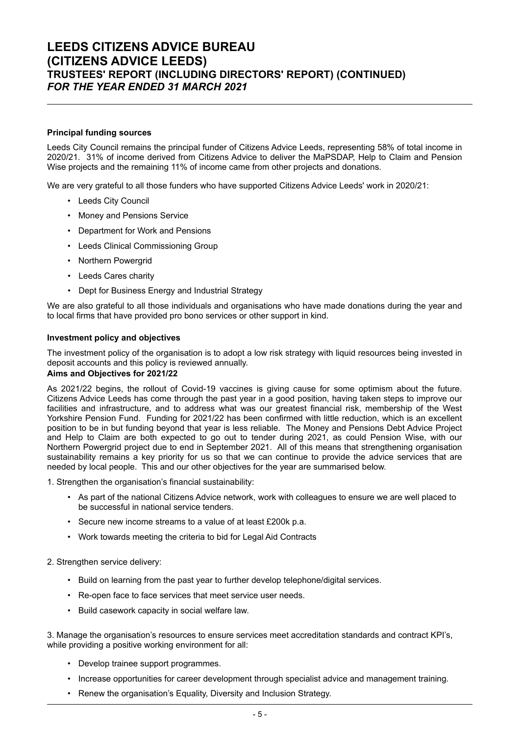**Principal funding sources**

Leeds City Council remains the principal funder of Citizens Advice Leeds, representing 58% of total income in 2020/21. 31% of income derived from Citizens Advice to deliver the MaPSDAP, Help to Claim and Pension Wise projects and the remaining 11% of income came from other projects and donations.

We are very grateful to all those funders who have supported Citizens Advice Leeds' work in 2020/21:

- Leeds City Council
- Money and Pensions Service
- Department for Work and Pensions
- Leeds Clinical Commissioning Group
- Northern Powergrid
- Leeds Cares charity
- Dept for Business Energy and Industrial Strategy

We are also grateful to all those individuals and organisations who have made donations during the year and to local firms that have provided pro bono services or other support in kind.

**Investment policy and objectives**

The investment policy of the organisation is to adopt a low risk strategy with liquid resources being invested in deposit accounts and this policy is reviewed annually.

**Aims and Objectives for 2021/22**

As 2021/22 begins, the rollout of Covid-19 vaccines is giving cause for some optimism about the future. Citizens Advice Leeds has come through the past year in a good position, having taken steps to improve our facilities and infrastructure, and to address what was our greatest financial risk, membership of the West Yorkshire Pension Fund. Funding for 2021/22 has been confirmed with little reduction, which is an excellent position to be in but funding beyond that year is less reliable. The Money and Pensions Debt Advice Project and Help to Claim are both expected to go out to tender during 2021, as could Pension Wise, with our Northern Powergrid project due to end in September 2021. All of this means that strengthening organisation sustainability remains a key priority for us so that we can continue to provide the advice services that are needed by local people. This and our other objectives for the year are summarised below.

1. Strengthen the organisation's financial sustainability:

- As part of the national Citizens Advice network, work with colleagues to ensure we are well placed to be successful in national service tenders.
- Secure new income streams to a value of at least £200k p.a.
- Work towards meeting the criteria to bid for Legal Aid Contracts

2. Strengthen service delivery:

- Build on learning from the past year to further develop telephone/digital services.
- Re-open face to face services that meet service user needs.
- Build casework capacity in social welfare law.

3. Manage the organisation's resources to ensure services meet accreditation standards and contract KPI's, while providing a positive working environment for all:

- Develop trainee support programmes.
- Increase opportunities for career development through specialist advice and management training.
- Renew the organisation's Equality, Diversity and Inclusion Strategy.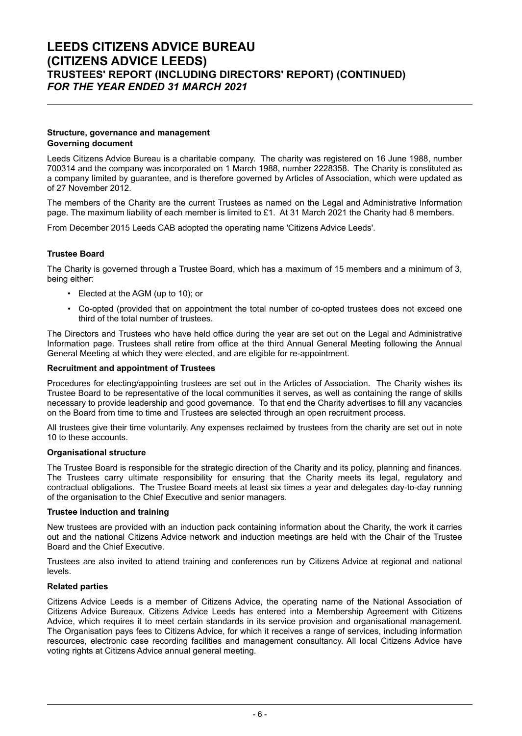## Structure, governance and management

### Governing document

Leeds Citizens Advice Bureau is a charitable company. The charity was registered on 16 June 1988, number 700314 and the company was incorporated on 1 March 1988, number 2228358. The Charity is constituted as a company limited by guarantee, and is therefore governed by Articles of Association, which were updated as of 27 November 2012.

The members of the Charity are the current Trustees as named on the Legal and Administrative Information page. The maximum liability of each member is limited to £1. At 31 March 2021 the Charity had 8 members.

From December 2015 Leeds CAB adopted the operating name 'Citizens Advice Leeds'.

### Trustee Board

The Charity is governed through a Trustee Board, which has a maximum of 15 members and a minimum of 3, being either:

- Elected at the AGM (up to 10); or
- Co-opted (provided that on appointment the total number of co-opted trustees does not exceed one third of the total number of trustees.

The Directors and Trustees who have held office during the year are set out on the Legal and Administrative Information page. Trustees shall retire from office at the third Annual General Meeting following the Annual General Meeting at which they were elected, and are eligible for re-appointment.

### Recruitment and appointment of Trustees

Procedures for electing/appointing trustees are set out in the Articles of Association. The Charity wishes its Trustee Board to be representative of the local communities it serves, as well as containing the range of skills necessary to provide leadership and good governance. To that end the Charity advertises to fill any vacancies on the Board from time to time and Trustees are selected through an open recruitment process.

All trustees give their time voluntarily. Any expenses reclaimed by trustees from the charity are set out in note 10 to these accounts.

### Organisational structure

The Trustee Board is responsible for the strategic direction of the Charity and its policy, planning and finances. The Trustees carry ultimate responsibility for ensuring that the Charity meets its legal, regulatory and contractual obligations. The Trustee Board meets at least six times a year and delegates day-to-day running of the organisation to the Chief Executive and senior managers.

### Trustee induction and training

New trustees are provided with an induction pack containing information about the Charity, the work it carries out and the national Citizens Advice network and induction meetings are held with the Chair of the Trustee Board and the Chief Executive.

Trustees are also invited to attend training and conferences run by Citizens Advice at regional and national levels.

### Related parties

Citizens Advice Leeds is a member of Citizens Advice, the operating name of the National Association of Citizens Advice Bureaux. Citizens Advice Leeds has entered into a Membership Agreement with Citizens Advice, which requires it to meet certain standards in its service provision and organisational management. The Organisation pays fees to Citizens Advice, for which it receives a range of services, including information resources, electronic case recording facilities and management consultancy. All local Citizens Advice have voting rights at Citizens Advice annual general meeting.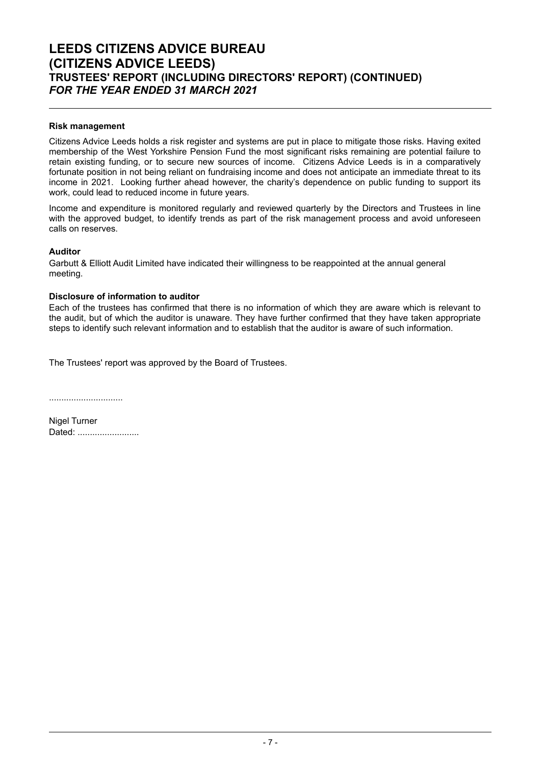### Risk management

Citizens Advice Leeds holds a risk register and systems are put in place to mitigate those risks. Having exited membership of the West Yorkshire Pension Fund the most significant risks remaining are potential failure to retain existing funding, or to secure new sources of income. Citizens Advice Leeds is in a comparatively fortunate position in not being reliant on fundraising income and does not anticipate an immediate threat to its income in 2021. Looking further ahead however, the charity's dependence on public funding to support its work, could lead to reduced income in future years.

Income and expenditure is monitored regularly and reviewed quarterly by the Directors and Trustees in line with the approved budget, to identify trends as part of the risk management process and avoid unforeseen calls on reserves.

### Auditor

Garbutt & Elliott Audit Limited have indicated their willingness to be reappointed at the annual general meeting.

### Disclosure of information to auditor

Each of the trustees has confirmed that there is no information of which they are aware which is relevant to the audit, but of which the auditor is unaware. They have further confirmed that they have taken appropriate steps to identify such relevant information and to establish that the auditor is aware of such information.

The Trustees' report was approved by the Board of Trustees.

..............................

Nigel Turner

Dated: .........................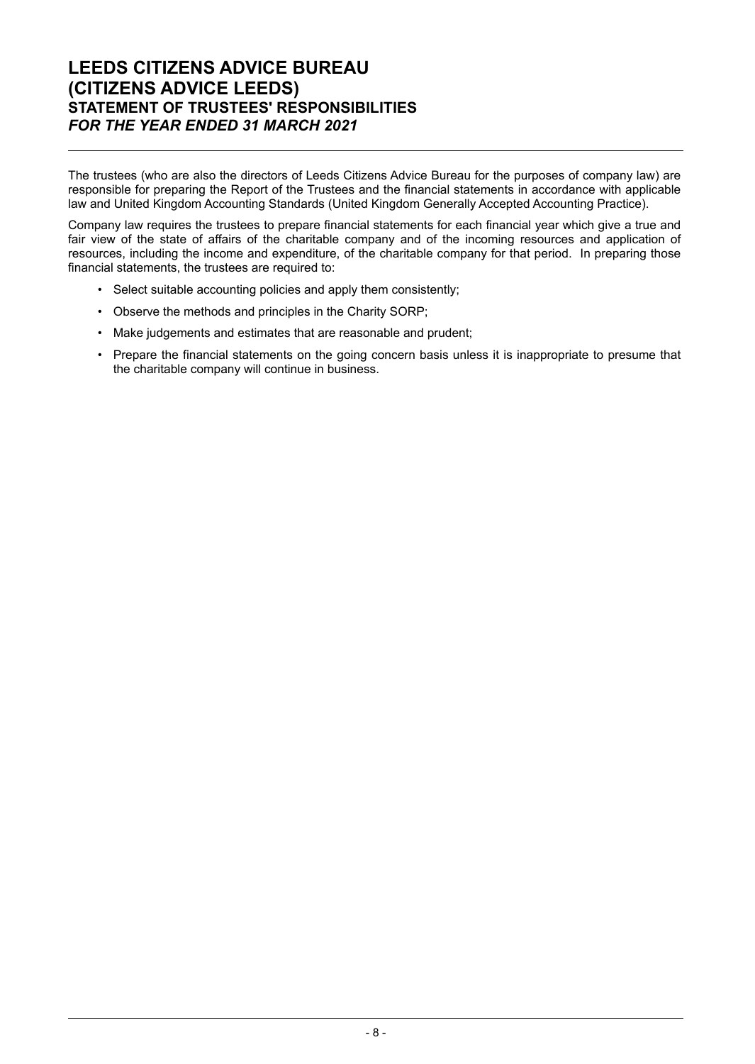# LEEDS CITIZENS ADVICE BUREAU (CITIZENS ADVICE LEEDS)
## STATEMENT OF TRUSTEES' RESPONSIBILITIES
### *FOR THE YEAR ENDED 31 MARCH 2021*

The trustees (who are also the directors of Leeds Citizens Advice Bureau for the purposes of company law) are responsible for preparing the Report of the Trustees and the financial statements in accordance with applicable law and United Kingdom Accounting Standards (United Kingdom Generally Accepted Accounting Practice).

Company law requires the trustees to prepare financial statements for each financial year which give a true and fair view of the state of affairs of the charitable company and of the incoming resources and application of resources, including the income and expenditure, of the charitable company for that period. In preparing those financial statements, the trustees are required to:

- Select suitable accounting policies and apply them consistently;
- Observe the methods and principles in the Charity SORP;
- Make judgements and estimates that are reasonable and prudent;
- Prepare the financial statements on the going concern basis unless it is inappropriate to presume that the charitable company will continue in business.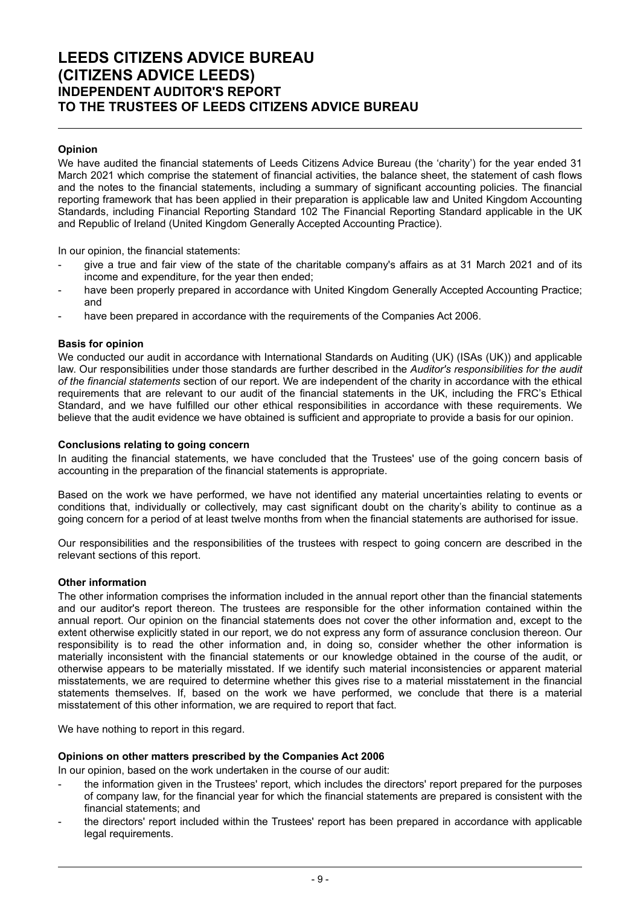# LEEDS CITIZENS ADVICE BUREAU (CITIZENS ADVICE LEEDS)
## INDEPENDENT AUDITOR'S REPORT
## TO THE TRUSTEES OF LEEDS CITIZENS ADVICE BUREAU

**Opinion**

We have audited the financial statements of Leeds Citizens Advice Bureau (the 'charity') for the year ended 31 March 2021 which comprise the statement of financial activities, the balance sheet, the statement of cash flows and the notes to the financial statements, including a summary of significant accounting policies. The financial reporting framework that has been applied in their preparation is applicable law and United Kingdom Accounting Standards, including Financial Reporting Standard 102 The Financial Reporting Standard applicable in the UK and Republic of Ireland (United Kingdom Generally Accepted Accounting Practice).

In our opinion, the financial statements:

- give a true and fair view of the state of the charitable company's affairs as at 31 March 2021 and of its income and expenditure, for the year then ended;
- have been properly prepared in accordance with United Kingdom Generally Accepted Accounting Practice; and
- have been prepared in accordance with the requirements of the Companies Act 2006.

**Basis for opinion**

We conducted our audit in accordance with International Standards on Auditing (UK) (ISAs (UK)) and applicable law. Our responsibilities under those standards are further described in the *Auditor's responsibilities for the audit of the financial statements* section of our report. We are independent of the charity in accordance with the ethical requirements that are relevant to our audit of the financial statements in the UK, including the FRC's Ethical Standard, and we have fulfilled our other ethical responsibilities in accordance with these requirements. We believe that the audit evidence we have obtained is sufficient and appropriate to provide a basis for our opinion.

**Conclusions relating to going concern**

In auditing the financial statements, we have concluded that the Trustees' use of the going concern basis of accounting in the preparation of the financial statements is appropriate.

Based on the work we have performed, we have not identified any material uncertainties relating to events or conditions that, individually or collectively, may cast significant doubt on the charity's ability to continue as a going concern for a period of at least twelve months from when the financial statements are authorised for issue.

Our responsibilities and the responsibilities of the trustees with respect to going concern are described in the relevant sections of this report.

**Other information**

The other information comprises the information included in the annual report other than the financial statements and our auditor's report thereon. The trustees are responsible for the other information contained within the annual report. Our opinion on the financial statements does not cover the other information and, except to the extent otherwise explicitly stated in our report, we do not express any form of assurance conclusion thereon. Our responsibility is to read the other information and, in doing so, consider whether the other information is materially inconsistent with the financial statements or our knowledge obtained in the course of the audit, or otherwise appears to be materially misstated. If we identify such material inconsistencies or apparent material misstatements, we are required to determine whether this gives rise to a material misstatement in the financial statements themselves. If, based on the work we have performed, we conclude that there is a material misstatement of this other information, we are required to report that fact.

We have nothing to report in this regard.

**Opinions on other matters prescribed by the Companies Act 2006**

In our opinion, based on the work undertaken in the course of our audit:

- the information given in the Trustees' report, which includes the directors' report prepared for the purposes of company law, for the financial year for which the financial statements are prepared is consistent with the financial statements; and
- the directors' report included within the Trustees' report has been prepared in accordance with applicable legal requirements.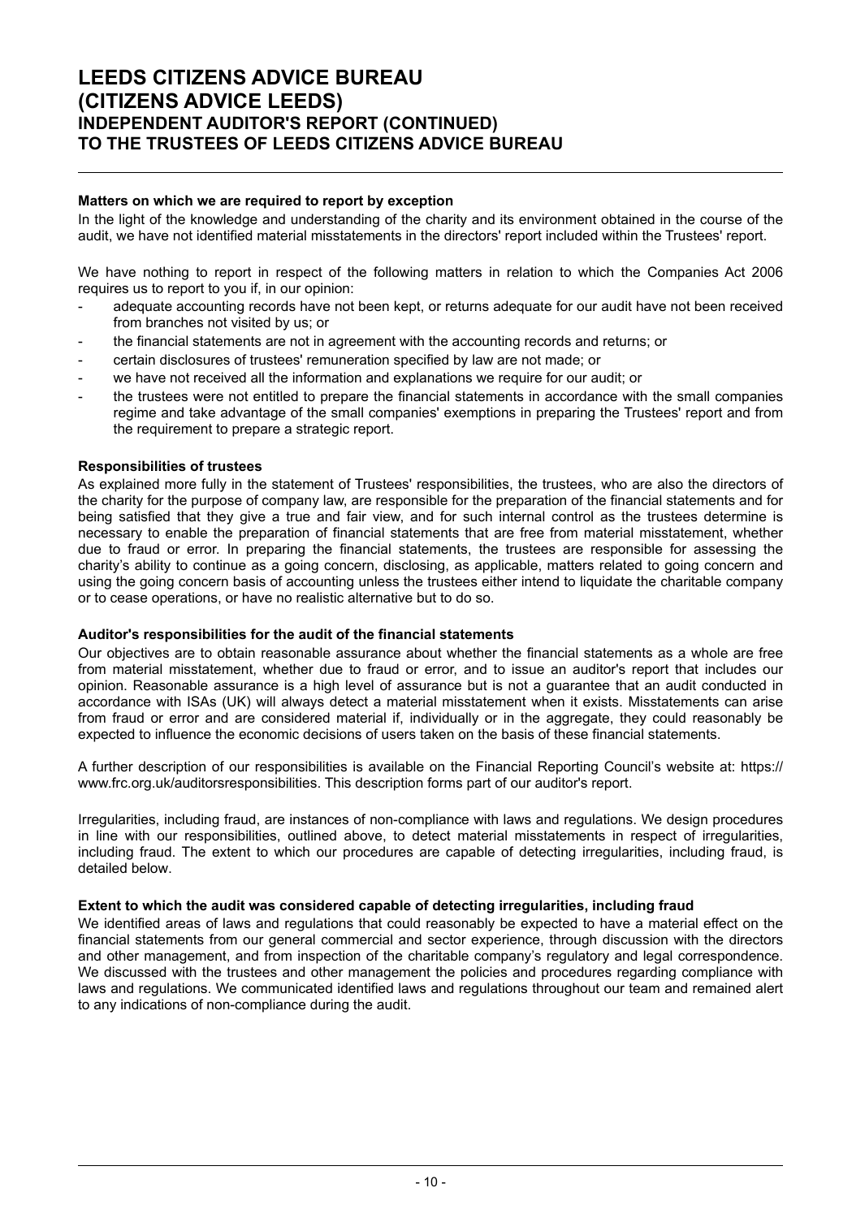# LEEDS CITIZENS ADVICE BUREAU
# (CITIZENS ADVICE LEEDS)
## INDEPENDENT AUDITOR'S REPORT (CONTINUED)
## TO THE TRUSTEES OF LEEDS CITIZENS ADVICE BUREAU

**Matters on which we are required to report by exception**

In the light of the knowledge and understanding of the charity and its environment obtained in the course of the audit, we have not identified material misstatements in the directors' report included within the Trustees' report.

We have nothing to report in respect of the following matters in relation to which the Companies Act 2006 requires us to report to you if, in our opinion:

- adequate accounting records have not been kept, or returns adequate for our audit have not been received from branches not visited by us; or
- the financial statements are not in agreement with the accounting records and returns; or
- certain disclosures of trustees' remuneration specified by law are not made; or
- we have not received all the information and explanations we require for our audit; or
- the trustees were not entitled to prepare the financial statements in accordance with the small companies regime and take advantage of the small companies' exemptions in preparing the Trustees' report and from the requirement to prepare a strategic report.

**Responsibilities of trustees**

As explained more fully in the statement of Trustees' responsibilities, the trustees, who are also the directors of the charity for the purpose of company law, are responsible for the preparation of the financial statements and for being satisfied that they give a true and fair view, and for such internal control as the trustees determine is necessary to enable the preparation of financial statements that are free from material misstatement, whether due to fraud or error. In preparing the financial statements, the trustees are responsible for assessing the charity's ability to continue as a going concern, disclosing, as applicable, matters related to going concern and using the going concern basis of accounting unless the trustees either intend to liquidate the charitable company or to cease operations, or have no realistic alternative but to do so.

**Auditor's responsibilities for the audit of the financial statements**

Our objectives are to obtain reasonable assurance about whether the financial statements as a whole are free from material misstatement, whether due to fraud or error, and to issue an auditor's report that includes our opinion. Reasonable assurance is a high level of assurance but is not a guarantee that an audit conducted in accordance with ISAs (UK) will always detect a material misstatement when it exists. Misstatements can arise from fraud or error and are considered material if, individually or in the aggregate, they could reasonably be expected to influence the economic decisions of users taken on the basis of these financial statements.

A further description of our responsibilities is available on the Financial Reporting Council's website at: https://www.frc.org.uk/auditorsresponsibilities. This description forms part of our auditor's report.

Irregularities, including fraud, are instances of non-compliance with laws and regulations. We design procedures in line with our responsibilities, outlined above, to detect material misstatements in respect of irregularities, including fraud. The extent to which our procedures are capable of detecting irregularities, including fraud, is detailed below.

**Extent to which the audit was considered capable of detecting irregularities, including fraud**

We identified areas of laws and regulations that could reasonably be expected to have a material effect on the financial statements from our general commercial and sector experience, through discussion with the directors and other management, and from inspection of the charitable company's regulatory and legal correspondence. We discussed with the trustees and other management the policies and procedures regarding compliance with laws and regulations. We communicated identified laws and regulations throughout our team and remained alert to any indications of non-compliance during the audit.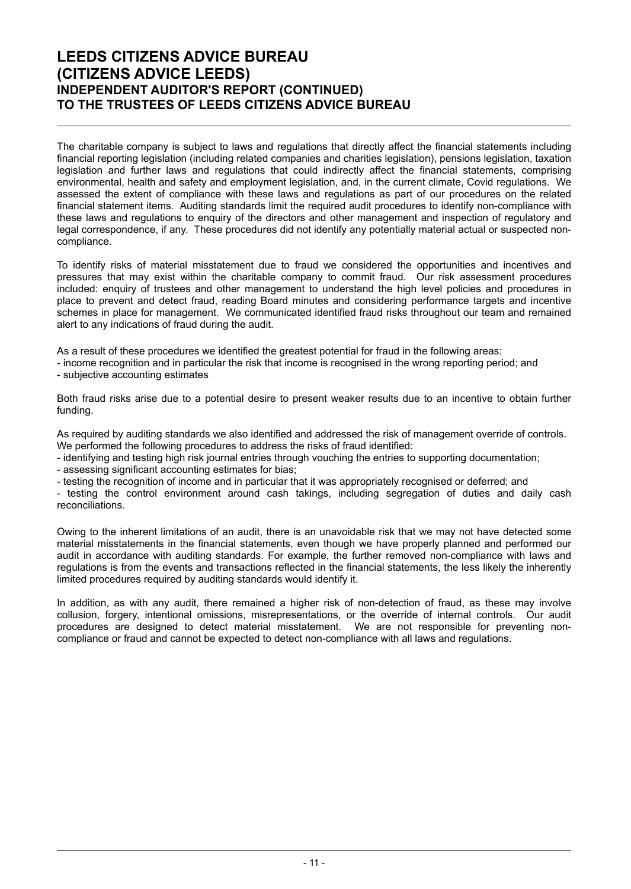# LEEDS CITIZENS ADVICE BUREAU
# (CITIZENS ADVICE LEEDS)
## INDEPENDENT AUDITOR'S REPORT (CONTINUED)
## TO THE TRUSTEES OF LEEDS CITIZENS ADVICE BUREAU

The charitable company is subject to laws and regulations that directly affect the financial statements including financial reporting legislation (including related companies and charities legislation), pensions legislation, taxation legislation and further laws and regulations that could indirectly affect the financial statements, comprising environmental, health and safety and employment legislation, and, in the current climate, Covid regulations. We assessed the extent of compliance with these laws and regulations as part of our procedures on the related financial statement items. Auditing standards limit the required audit procedures to identify non-compliance with these laws and regulations to enquiry of the directors and other management and inspection of regulatory and legal correspondence, if any. These procedures did not identify any potentially material actual or suspected non-compliance.

To identify risks of material misstatement due to fraud we considered the opportunities and incentives and pressures that may exist within the charitable company to commit fraud. Our risk assessment procedures included: enquiry of trustees and other management to understand the high level policies and procedures in place to prevent and detect fraud, reading Board minutes and considering performance targets and incentive schemes in place for management. We communicated identified fraud risks throughout our team and remained alert to any indications of fraud during the audit.

As a result of these procedures we identified the greatest potential for fraud in the following areas:

- income recognition and in particular the risk that income is recognised in the wrong reporting period; and
- subjective accounting estimates

Both fraud risks arise due to a potential desire to present weaker results due to an incentive to obtain further funding.

As required by auditing standards we also identified and addressed the risk of management override of controls. We performed the following procedures to address the risks of fraud identified:

- identifying and testing high risk journal entries through vouching the entries to supporting documentation;
- assessing significant accounting estimates for bias;
- testing the recognition of income and in particular that it was appropriately recognised or deferred; and
- testing the control environment around cash takings, including segregation of duties and daily cash reconciliations.

Owing to the inherent limitations of an audit, there is an unavoidable risk that we may not have detected some material misstatements in the financial statements, even though we have properly planned and performed our audit in accordance with auditing standards. For example, the further removed non-compliance with laws and regulations is from the events and transactions reflected in the financial statements, the less likely the inherently limited procedures required by auditing standards would identify it.

In addition, as with any audit, there remained a higher risk of non-detection of fraud, as these may involve collusion, forgery, intentional omissions, misrepresentations, or the override of internal controls. Our audit procedures are designed to detect material misstatement. We are not responsible for preventing non-compliance or fraud and cannot be expected to detect non-compliance with all laws and regulations.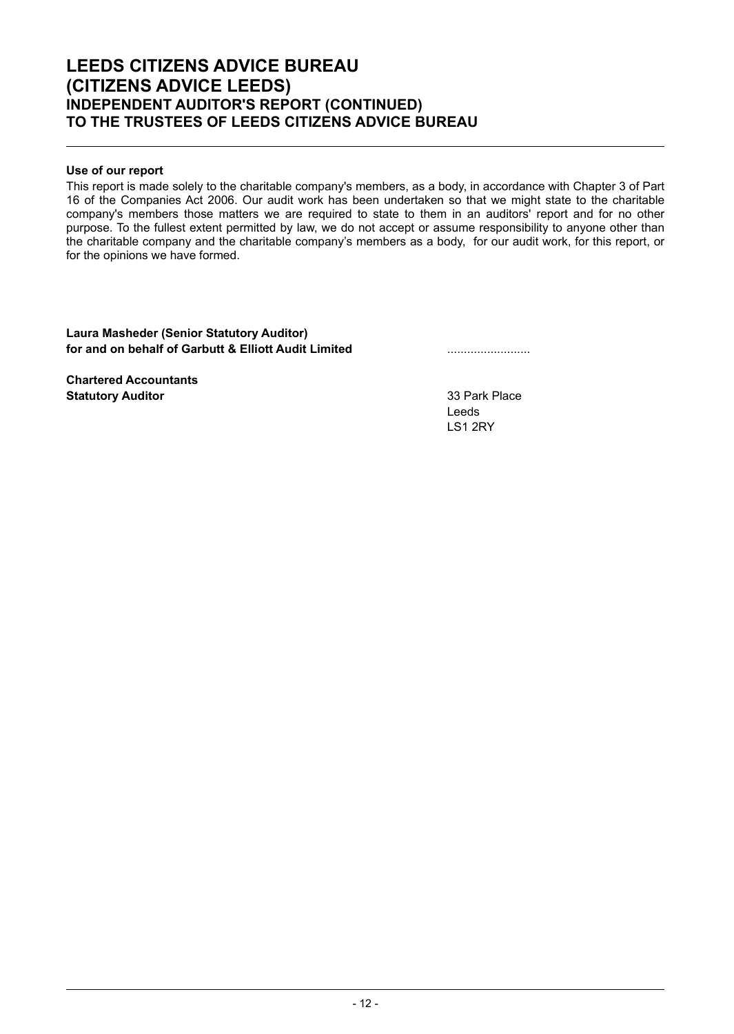# LEEDS CITIZENS ADVICE BUREAU
# (CITIZENS ADVICE LEEDS)
## INDEPENDENT AUDITOR'S REPORT (CONTINUED)
## TO THE TRUSTEES OF LEEDS CITIZENS ADVICE BUREAU

**Use of our report**

This report is made solely to the charitable company's members, as a body, in accordance with Chapter 3 of Part 16 of the Companies Act 2006. Our audit work has been undertaken so that we might state to the charitable company's members those matters we are required to state to them in an auditors' report and for no other purpose. To the fullest extent permitted by law, we do not accept or assume responsibility to anyone other than the charitable company and the charitable company's members as a body, for our audit work, for this report, or for the opinions we have formed.

**Laura Masheder (Senior Statutory Auditor)**
**for and on behalf of Garbutt & Elliott Audit Limited** .........................

**Chartered Accountants**
**Statutory Auditor**

33 Park Place
Leeds
LS1 2RY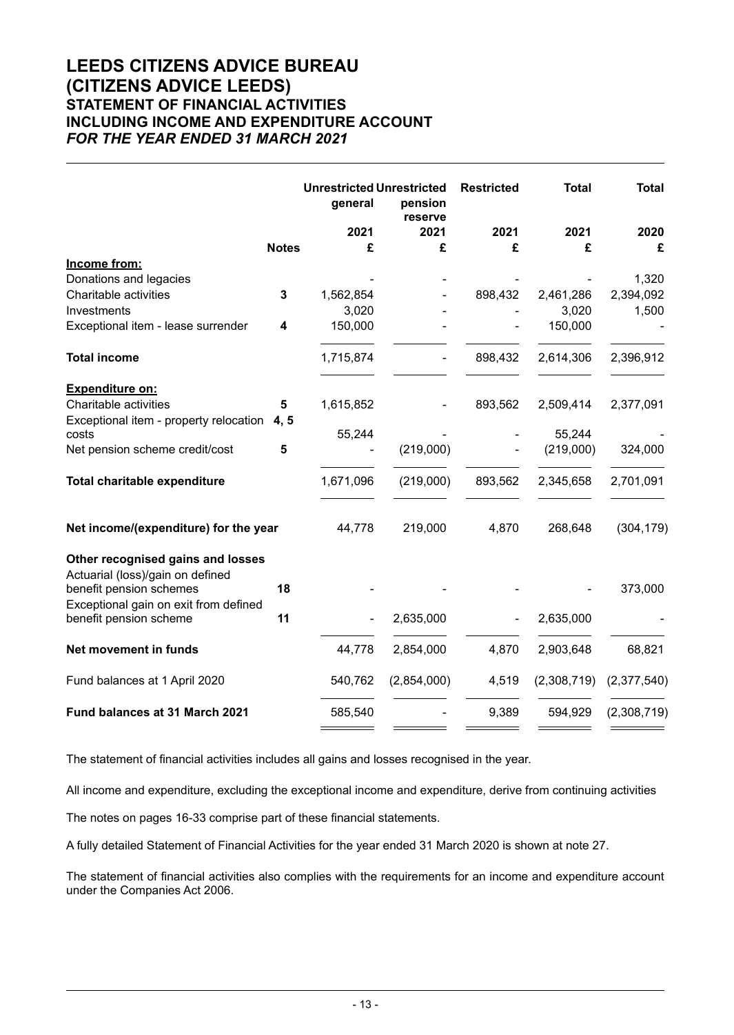# LEEDS CITIZENS ADVICE BUREAU (CITIZENS ADVICE LEEDS)
## STATEMENT OF FINANCIAL ACTIVITIES INCLUDING INCOME AND EXPENDITURE ACCOUNT
### *FOR THE YEAR ENDED 31 MARCH 2021*

| | | Unrestricted general | Unrestricted pension reserve | Restricted | Total | Total |
|---|---|---|---|---|---|---|
| | | 2021 | 2021 | 2021 | 2021 | 2020 |
| | **Notes** | **£** | **£** | **£** | **£** | **£** |
| **Income from:** | | | | | | |
| Donations and legacies | | - | - | - | - | 1,320 |
| Charitable activities | **3** | 1,562,854 | - | 898,432 | 2,461,286 | 2,394,092 |
| Investments | | 3,020 | - | - | 3,020 | 1,500 |
| Exceptional item - lease surrender | **4** | 150,000 | - | - | 150,000 | - |
| **Total income** | | 1,715,874 | - | 898,432 | 2,614,306 | 2,396,912 |
| **Expenditure on:** | | | | | | |
| Charitable activities | **5** | 1,615,852 | - | 893,562 | 2,509,414 | 2,377,091 |
| Exceptional item - property relocation costs | **4, 5** | 55,244 | - | - | 55,244 | - |
| Net pension scheme credit/cost | **5** | - | (219,000) | - | (219,000) | 324,000 |
| **Total charitable expenditure** | | 1,671,096 | (219,000) | 893,562 | 2,345,658 | 2,701,091 |
| **Net income/(expenditure) for the year** | | 44,778 | 219,000 | 4,870 | 268,648 | (304,179) |
| **Other recognised gains and losses** | | | | | | |
| Actuarial (loss)/gain on defined benefit pension schemes | **18** | - | - | - | - | 373,000 |
| Exceptional gain on exit from defined benefit pension scheme | **11** | - | 2,635,000 | - | 2,635,000 | - |
| **Net movement in funds** | | 44,778 | 2,854,000 | 4,870 | 2,903,648 | 68,821 |
| Fund balances at 1 April 2020 | | 540,762 | (2,854,000) | 4,519 | (2,308,719) | (2,377,540) |
| **Fund balances at 31 March 2021** | | 585,540 | - | 9,389 | 594,929 | (2,308,719) |

The statement of financial activities includes all gains and losses recognised in the year.

All income and expenditure, excluding the exceptional income and expenditure, derive from continuing activities

The notes on pages 16-33 comprise part of these financial statements.

A fully detailed Statement of Financial Activities for the year ended 31 March 2020 is shown at note 27.

The statement of financial activities also complies with the requirements for an income and expenditure account under the Companies Act 2006.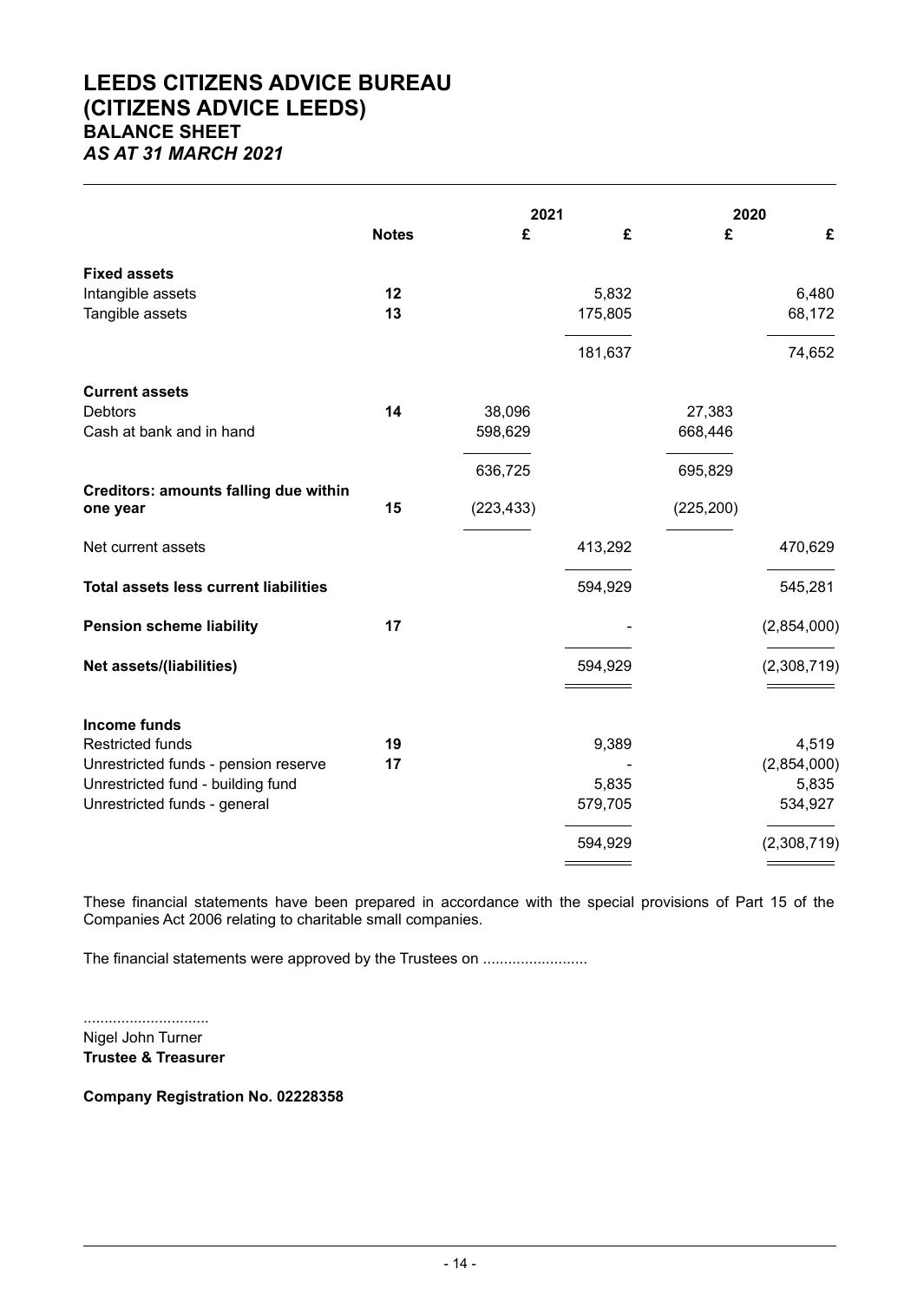# LEEDS CITIZENS ADVICE BUREAU
# (CITIZENS ADVICE LEEDS)
## BALANCE SHEET
### *AS AT 31 MARCH 2021*

| | | 2021 | | 2020 | |
|---|---|---|---|---|---|
| | **Notes** | **£** | **£** | **£** | **£** |
| **Fixed assets** | | | | | |
| Intangible assets | **12** | | 5,832 | | 6,480 |
| Tangible assets | **13** | | 175,805 | | 68,172 |
| | | | 181,637 | | 74,652 |
| **Current assets** | | | | | |
| Debtors | **14** | 38,096 | | 27,383 | |
| Cash at bank and in hand | | 598,629 | | 668,446 | |
| | | 636,725 | | 695,829 | |
| **Creditors: amounts falling due within one year** | **15** | (223,433) | | (225,200) | |
| Net current assets | | | 413,292 | | 470,629 |
| **Total assets less current liabilities** | | | 594,929 | | 545,281 |
| **Pension scheme liability** | **17** | | - | | (2,854,000) |
| **Net assets/(liabilities)** | | | 594,929 | | (2,308,719) |
| **Income funds** | | | | | |
| Restricted funds | **19** | | 9,389 | | 4,519 |
| Unrestricted funds - pension reserve | **17** | | - | | (2,854,000) |
| Unrestricted fund - building fund | | | 5,835 | | 5,835 |
| Unrestricted funds - general | | | 579,705 | | 534,927 |
| | | | 594,929 | | (2,308,719) |

These financial statements have been prepared in accordance with the special provisions of Part 15 of the Companies Act 2006 relating to charitable small companies.

The financial statements were approved by the Trustees on .........................

..............................
Nigel John Turner
**Trustee & Treasurer**

**Company Registration No. 02228358**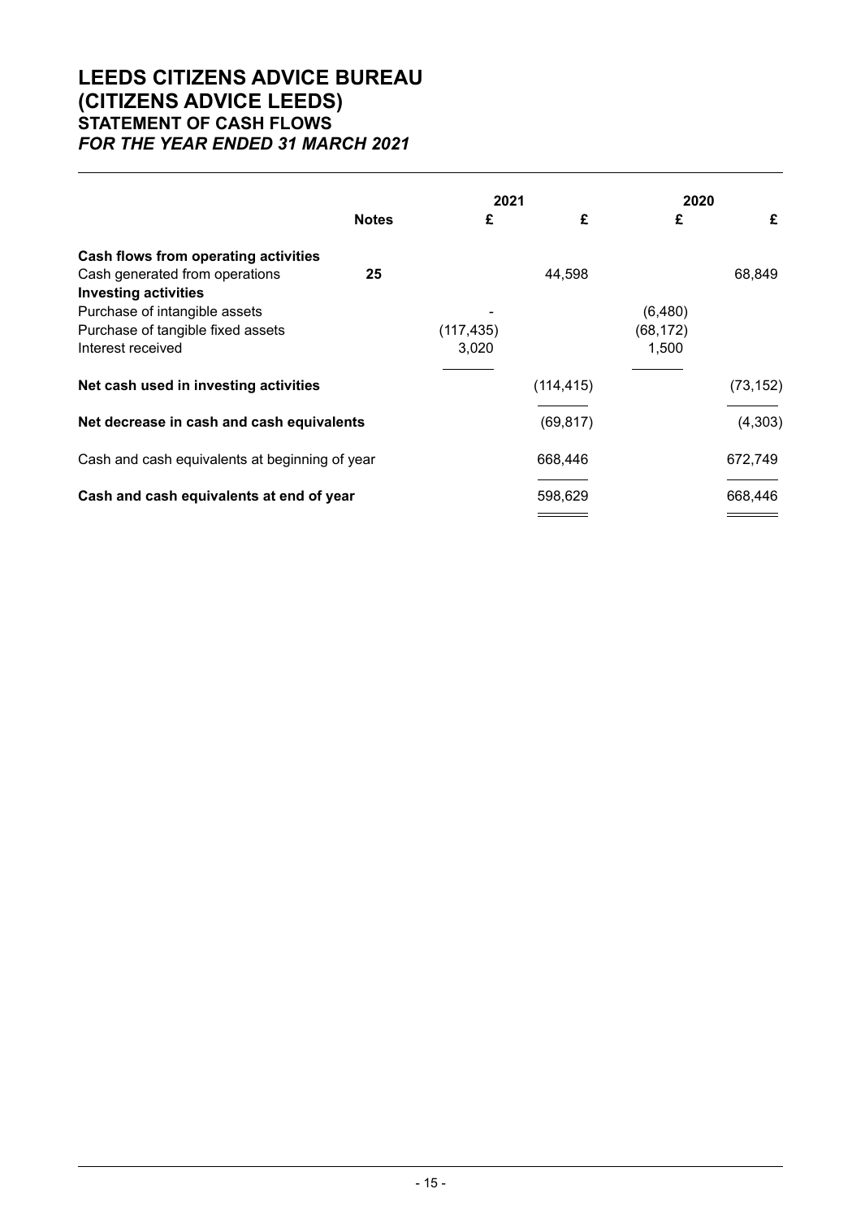# LEEDS CITIZENS ADVICE BUREAU (CITIZENS ADVICE LEEDS)

## STATEMENT OF CASH FLOWS

*FOR THE YEAR ENDED 31 MARCH 2021*

| | Notes | 2021 £ | 2021 £ | 2020 £ | 2020 £ |
|---|---|---|---|---|---|
| **Cash flows from operating activities** | | | | | |
| Cash generated from operations | 25 | | 44,598 | | 68,849 |
| **Investing activities** | | | | | |
| Purchase of intangible assets | | - | | (6,480) | |
| Purchase of tangible fixed assets | | (117,435) | | (68,172) | |
| Interest received | | 3,020 | | 1,500 | |
| **Net cash used in investing activities** | | | (114,415) | | (73,152) |
| **Net decrease in cash and cash equivalents** | | | (69,817) | | (4,303) |
| Cash and cash equivalents at beginning of year | | | 668,446 | | 672,749 |
| **Cash and cash equivalents at end of year** | | | 598,629 | | 668,446 |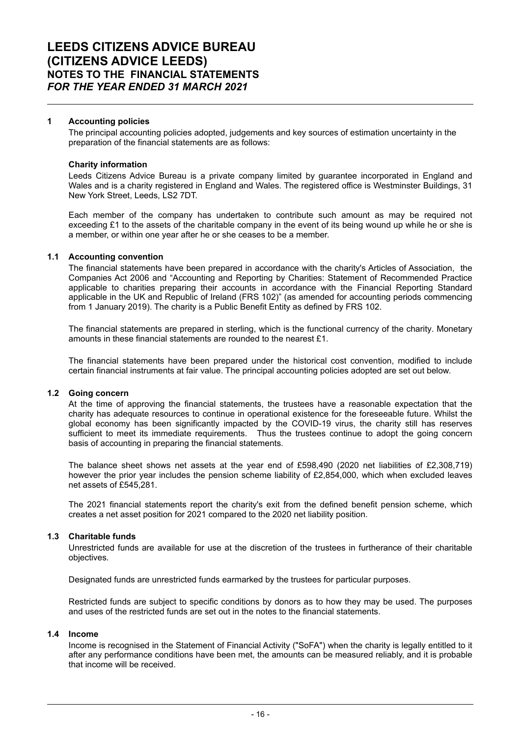# LEEDS CITIZENS ADVICE BUREAU
# (CITIZENS ADVICE LEEDS)
## NOTES TO THE FINANCIAL STATEMENTS
### *FOR THE YEAR ENDED 31 MARCH 2021*

## 1 Accounting policies

The principal accounting policies adopted, judgements and key sources of estimation uncertainty in the preparation of the financial statements are as follows:

### Charity information

Leeds Citizens Advice Bureau is a private company limited by guarantee incorporated in England and Wales and is a charity registered in England and Wales. The registered office is Westminster Buildings, 31 New York Street, Leeds, LS2 7DT.

Each member of the company has undertaken to contribute such amount as may be required not exceeding £1 to the assets of the charitable company in the event of its being wound up while he or she is a member, or within one year after he or she ceases to be a member.

### 1.1 Accounting convention

The financial statements have been prepared in accordance with the charity's Articles of Association, the Companies Act 2006 and "Accounting and Reporting by Charities: Statement of Recommended Practice applicable to charities preparing their accounts in accordance with the Financial Reporting Standard applicable in the UK and Republic of Ireland (FRS 102)" (as amended for accounting periods commencing from 1 January 2019). The charity is a Public Benefit Entity as defined by FRS 102.

The financial statements are prepared in sterling, which is the functional currency of the charity. Monetary amounts in these financial statements are rounded to the nearest £1.

The financial statements have been prepared under the historical cost convention, modified to include certain financial instruments at fair value. The principal accounting policies adopted are set out below.

### 1.2 Going concern

At the time of approving the financial statements, the trustees have a reasonable expectation that the charity has adequate resources to continue in operational existence for the foreseeable future. Whilst the global economy has been significantly impacted by the COVID-19 virus, the charity still has reserves sufficient to meet its immediate requirements. Thus the trustees continue to adopt the going concern basis of accounting in preparing the financial statements.

The balance sheet shows net assets at the year end of £598,490 (2020 net liabilities of £2,308,719) however the prior year includes the pension scheme liability of £2,854,000, which when excluded leaves net assets of £545,281.

The 2021 financial statements report the charity's exit from the defined benefit pension scheme, which creates a net asset position for 2021 compared to the 2020 net liability position.

### 1.3 Charitable funds

Unrestricted funds are available for use at the discretion of the trustees in furtherance of their charitable objectives.

Designated funds are unrestricted funds earmarked by the trustees for particular purposes.

Restricted funds are subject to specific conditions by donors as to how they may be used. The purposes and uses of the restricted funds are set out in the notes to the financial statements.

### 1.4 Income

Income is recognised in the Statement of Financial Activity ("SoFA") when the charity is legally entitled to it after any performance conditions have been met, the amounts can be measured reliably, and it is probable that income will be received.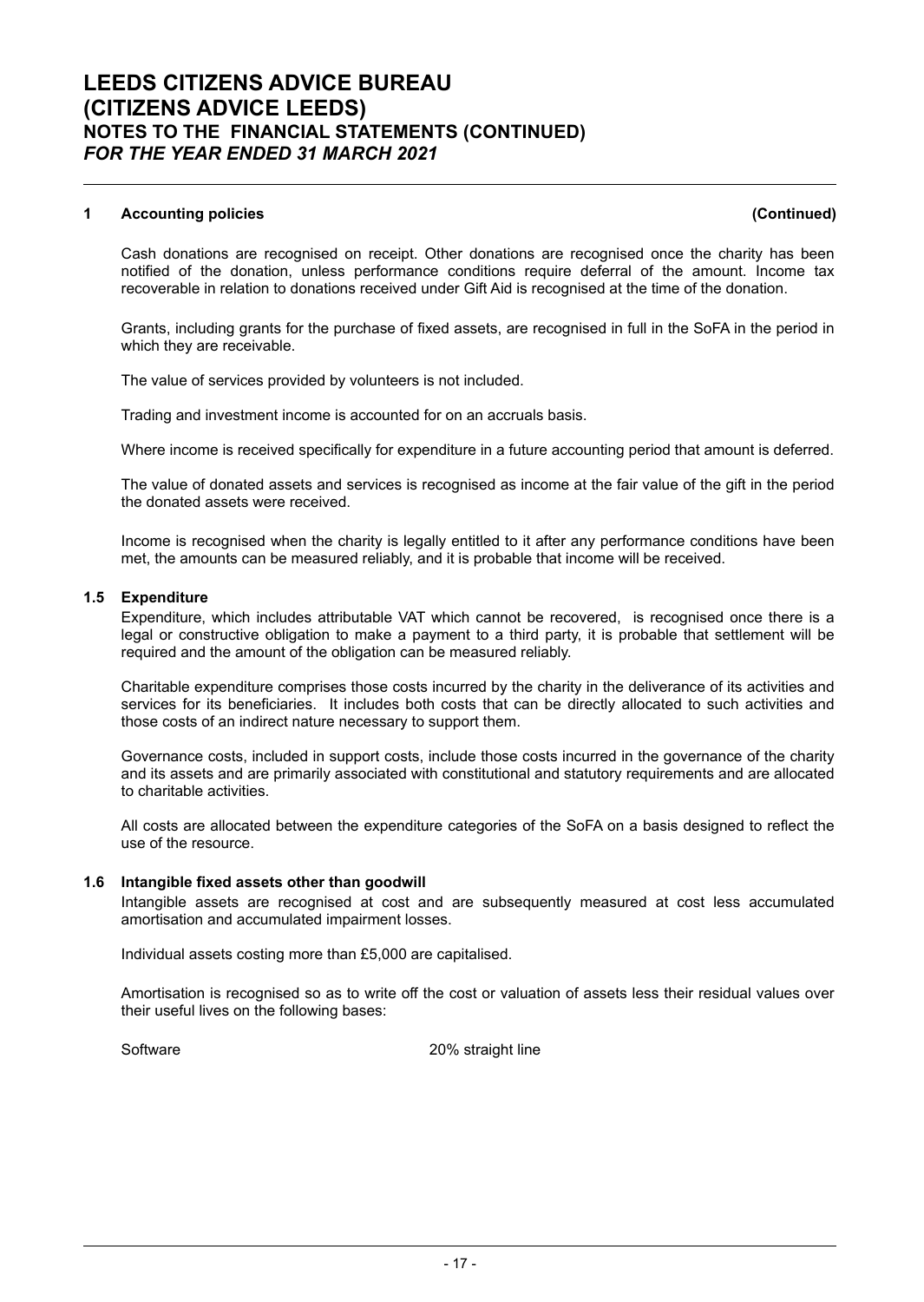## 1 Accounting policies (Continued)

Cash donations are recognised on receipt. Other donations are recognised once the charity has been notified of the donation, unless performance conditions require deferral of the amount. Income tax recoverable in relation to donations received under Gift Aid is recognised at the time of the donation.

Grants, including grants for the purchase of fixed assets, are recognised in full in the SoFA in the period in which they are receivable.

The value of services provided by volunteers is not included.

Trading and investment income is accounted for on an accruals basis.

Where income is received specifically for expenditure in a future accounting period that amount is deferred.

The value of donated assets and services is recognised as income at the fair value of the gift in the period the donated assets were received.

Income is recognised when the charity is legally entitled to it after any performance conditions have been met, the amounts can be measured reliably, and it is probable that income will be received.

### 1.5 Expenditure

Expenditure, which includes attributable VAT which cannot be recovered, is recognised once there is a legal or constructive obligation to make a payment to a third party, it is probable that settlement will be required and the amount of the obligation can be measured reliably.

Charitable expenditure comprises those costs incurred by the charity in the deliverance of its activities and services for its beneficiaries. It includes both costs that can be directly allocated to such activities and those costs of an indirect nature necessary to support them.

Governance costs, included in support costs, include those costs incurred in the governance of the charity and its assets and are primarily associated with constitutional and statutory requirements and are allocated to charitable activities.

All costs are allocated between the expenditure categories of the SoFA on a basis designed to reflect the use of the resource.

### 1.6 Intangible fixed assets other than goodwill

Intangible assets are recognised at cost and are subsequently measured at cost less accumulated amortisation and accumulated impairment losses.

Individual assets costing more than £5,000 are capitalised.

Amortisation is recognised so as to write off the cost or valuation of assets less their residual values over their useful lives on the following bases:

| | |
|---|---|
| Software | 20% straight line |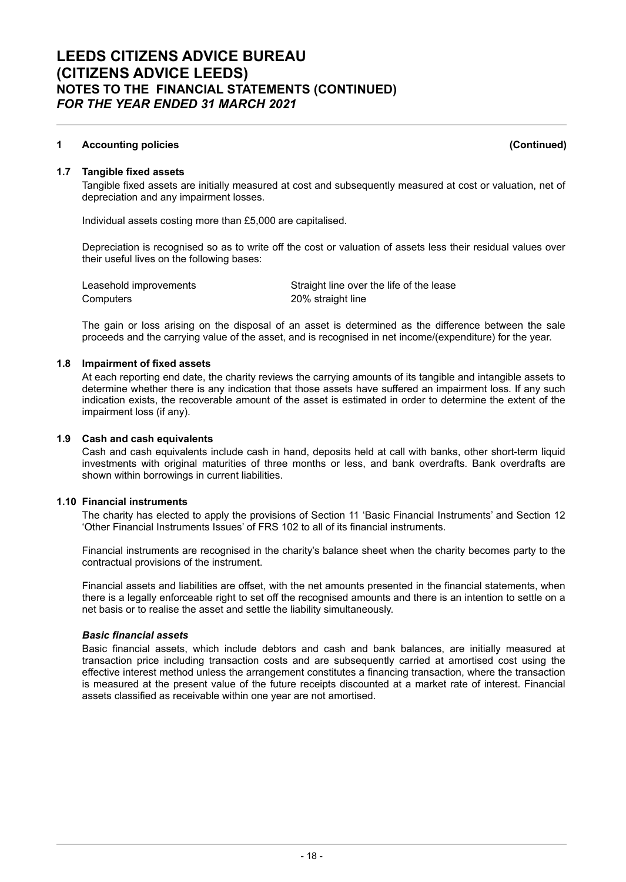## 1 Accounting policies (Continued)

### 1.7 Tangible fixed assets

Tangible fixed assets are initially measured at cost and subsequently measured at cost or valuation, net of depreciation and any impairment losses.

Individual assets costing more than £5,000 are capitalised.

Depreciation is recognised so as to write off the cost or valuation of assets less their residual values over their useful lives on the following bases:

| | |
|---|---|
| Leasehold improvements | Straight line over the life of the lease |
| Computers | 20% straight line |

The gain or loss arising on the disposal of an asset is determined as the difference between the sale proceeds and the carrying value of the asset, and is recognised in net income/(expenditure) for the year.

### 1.8 Impairment of fixed assets

At each reporting end date, the charity reviews the carrying amounts of its tangible and intangible assets to determine whether there is any indication that those assets have suffered an impairment loss. If any such indication exists, the recoverable amount of the asset is estimated in order to determine the extent of the impairment loss (if any).

### 1.9 Cash and cash equivalents

Cash and cash equivalents include cash in hand, deposits held at call with banks, other short-term liquid investments with original maturities of three months or less, and bank overdrafts. Bank overdrafts are shown within borrowings in current liabilities.

### 1.10 Financial instruments

The charity has elected to apply the provisions of Section 11 'Basic Financial Instruments' and Section 12 'Other Financial Instruments Issues' of FRS 102 to all of its financial instruments.

Financial instruments are recognised in the charity's balance sheet when the charity becomes party to the contractual provisions of the instrument.

Financial assets and liabilities are offset, with the net amounts presented in the financial statements, when there is a legally enforceable right to set off the recognised amounts and there is an intention to settle on a net basis or to realise the asset and settle the liability simultaneously.

***Basic financial assets***

Basic financial assets, which include debtors and cash and bank balances, are initially measured at transaction price including transaction costs and are subsequently carried at amortised cost using the effective interest method unless the arrangement constitutes a financing transaction, where the transaction is measured at the present value of the future receipts discounted at a market rate of interest. Financial assets classified as receivable within one year are not amortised.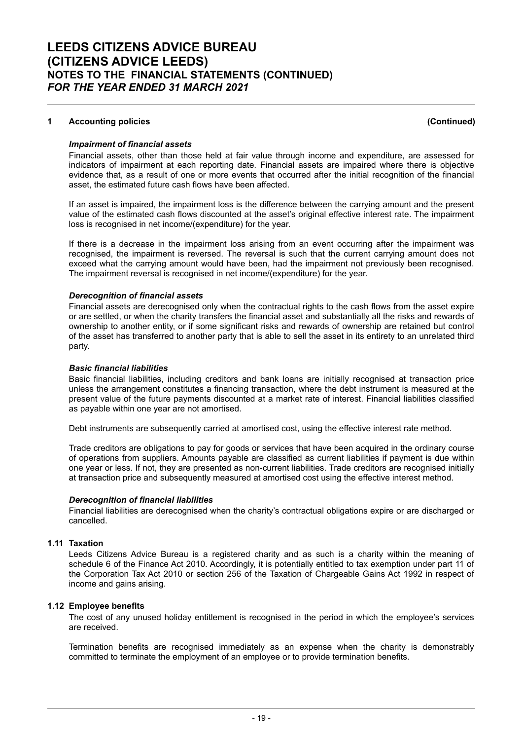## 1 Accounting policies (Continued)

***Impairment of financial assets***

Financial assets, other than those held at fair value through income and expenditure, are assessed for indicators of impairment at each reporting date. Financial assets are impaired where there is objective evidence that, as a result of one or more events that occurred after the initial recognition of the financial asset, the estimated future cash flows have been affected.

If an asset is impaired, the impairment loss is the difference between the carrying amount and the present value of the estimated cash flows discounted at the asset's original effective interest rate. The impairment loss is recognised in net income/(expenditure) for the year.

If there is a decrease in the impairment loss arising from an event occurring after the impairment was recognised, the impairment is reversed. The reversal is such that the current carrying amount does not exceed what the carrying amount would have been, had the impairment not previously been recognised. The impairment reversal is recognised in net income/(expenditure) for the year.

***Derecognition of financial assets***

Financial assets are derecognised only when the contractual rights to the cash flows from the asset expire or are settled, or when the charity transfers the financial asset and substantially all the risks and rewards of ownership to another entity, or if some significant risks and rewards of ownership are retained but control of the asset has transferred to another party that is able to sell the asset in its entirety to an unrelated third party.

***Basic financial liabilities***

Basic financial liabilities, including creditors and bank loans are initially recognised at transaction price unless the arrangement constitutes a financing transaction, where the debt instrument is measured at the present value of the future payments discounted at a market rate of interest. Financial liabilities classified as payable within one year are not amortised.

Debt instruments are subsequently carried at amortised cost, using the effective interest rate method.

Trade creditors are obligations to pay for goods or services that have been acquired in the ordinary course of operations from suppliers. Amounts payable are classified as current liabilities if payment is due within one year or less. If not, they are presented as non-current liabilities. Trade creditors are recognised initially at transaction price and subsequently measured at amortised cost using the effective interest method.

***Derecognition of financial liabilities***

Financial liabilities are derecognised when the charity's contractual obligations expire or are discharged or cancelled.

### 1.11 Taxation

Leeds Citizens Advice Bureau is a registered charity and as such is a charity within the meaning of schedule 6 of the Finance Act 2010. Accordingly, it is potentially entitled to tax exemption under part 11 of the Corporation Tax Act 2010 or section 256 of the Taxation of Chargeable Gains Act 1992 in respect of income and gains arising.

### 1.12 Employee benefits

The cost of any unused holiday entitlement is recognised in the period in which the employee's services are received.

Termination benefits are recognised immediately as an expense when the charity is demonstrably committed to terminate the employment of an employee or to provide termination benefits.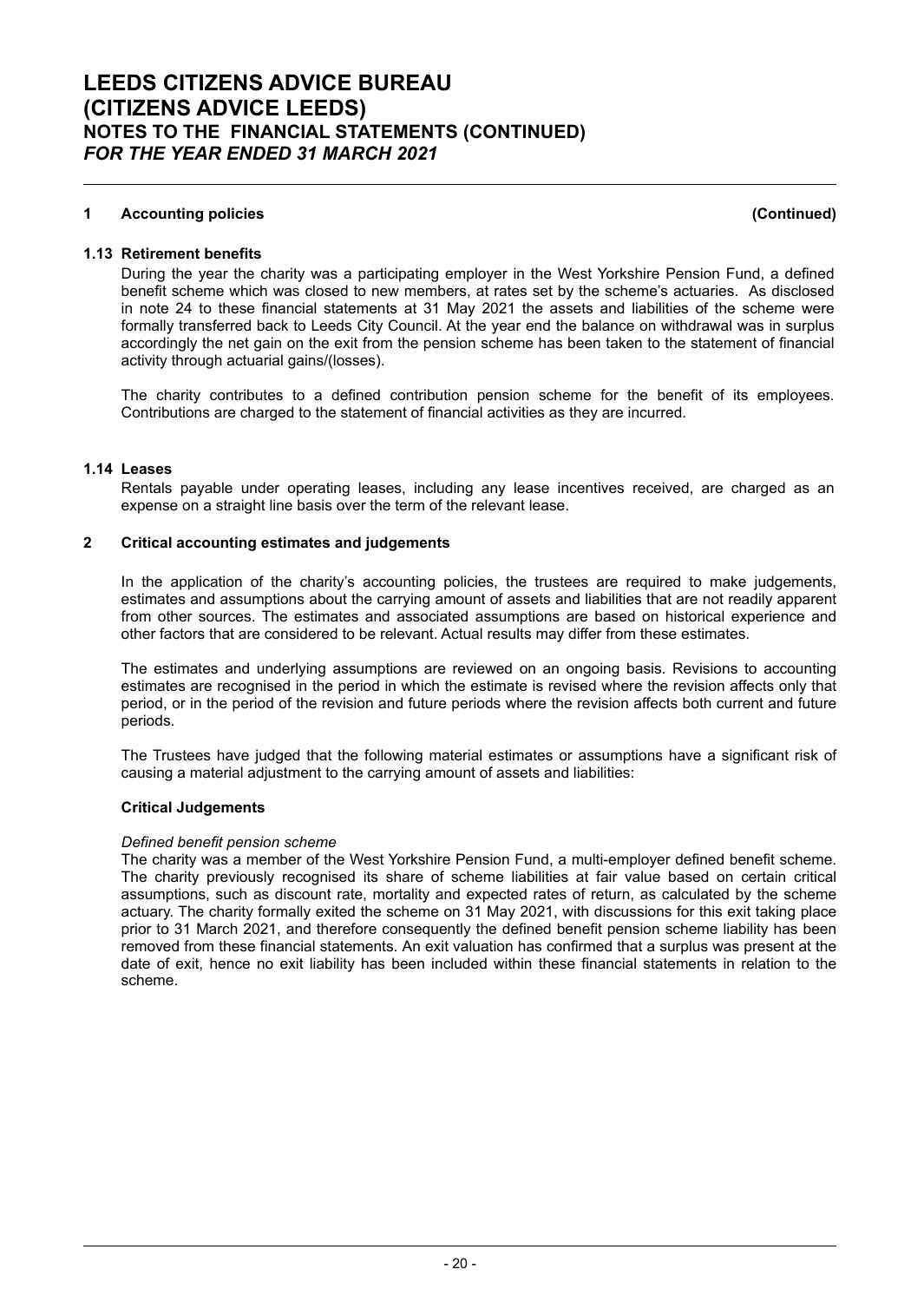## 1 Accounting policies (Continued)

### 1.13 Retirement benefits

During the year the charity was a participating employer in the West Yorkshire Pension Fund, a defined benefit scheme which was closed to new members, at rates set by the scheme's actuaries. As disclosed in note 24 to these financial statements at 31 May 2021 the assets and liabilities of the scheme were formally transferred back to Leeds City Council. At the year end the balance on withdrawal was in surplus accordingly the net gain on the exit from the pension scheme has been taken to the statement of financial activity through actuarial gains/(losses).

The charity contributes to a defined contribution pension scheme for the benefit of its employees. Contributions are charged to the statement of financial activities as they are incurred.

### 1.14 Leases

Rentals payable under operating leases, including any lease incentives received, are charged as an expense on a straight line basis over the term of the relevant lease.

## 2 Critical accounting estimates and judgements

In the application of the charity's accounting policies, the trustees are required to make judgements, estimates and assumptions about the carrying amount of assets and liabilities that are not readily apparent from other sources. The estimates and associated assumptions are based on historical experience and other factors that are considered to be relevant. Actual results may differ from these estimates.

The estimates and underlying assumptions are reviewed on an ongoing basis. Revisions to accounting estimates are recognised in the period in which the estimate is revised where the revision affects only that period, or in the period of the revision and future periods where the revision affects both current and future periods.

The Trustees have judged that the following material estimates or assumptions have a significant risk of causing a material adjustment to the carrying amount of assets and liabilities:

**Critical Judgements**

*Defined benefit pension scheme*

The charity was a member of the West Yorkshire Pension Fund, a multi-employer defined benefit scheme. The charity previously recognised its share of scheme liabilities at fair value based on certain critical assumptions, such as discount rate, mortality and expected rates of return, as calculated by the scheme actuary. The charity formally exited the scheme on 31 May 2021, with discussions for this exit taking place prior to 31 March 2021, and therefore consequently the defined benefit pension scheme liability has been removed from these financial statements. An exit valuation has confirmed that a surplus was present at the date of exit, hence no exit liability has been included within these financial statements in relation to the scheme.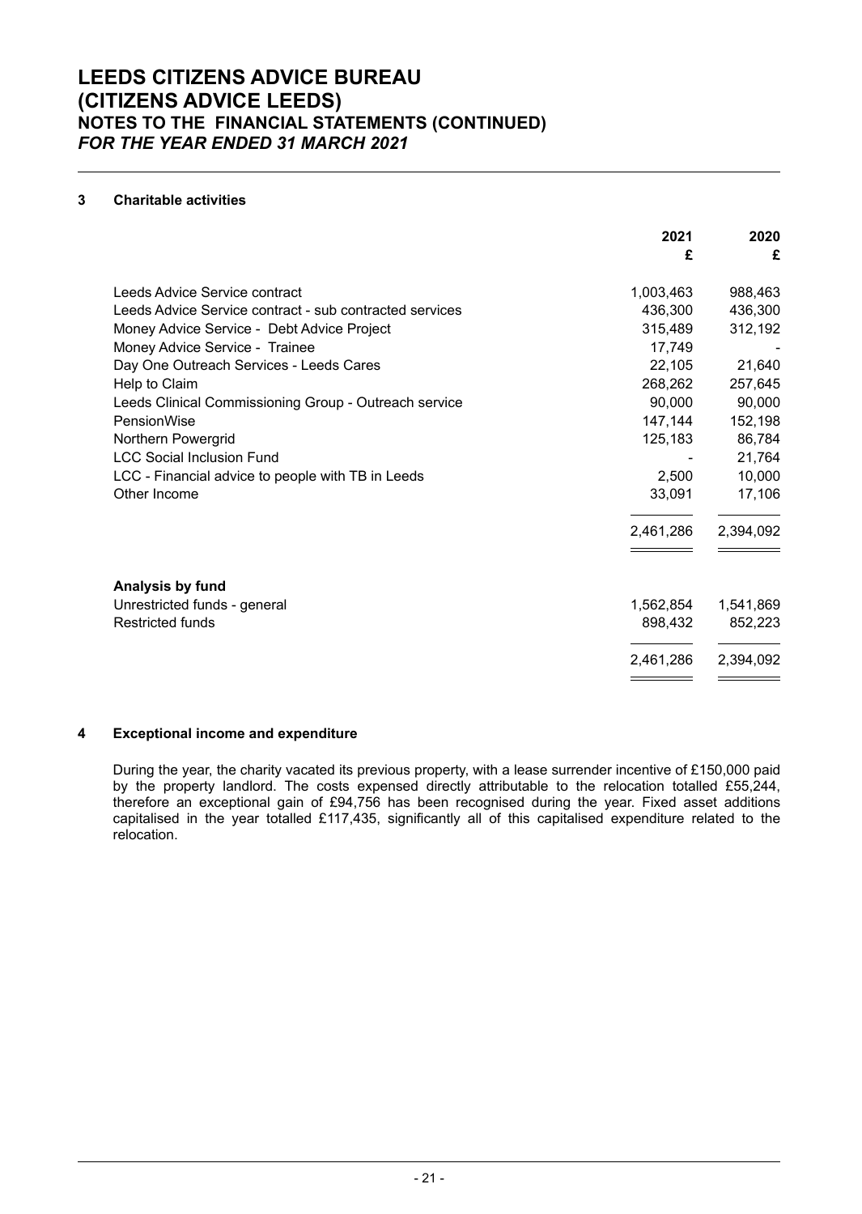# LEEDS CITIZENS ADVICE BUREAU
# (CITIZENS ADVICE LEEDS)
## NOTES TO THE FINANCIAL STATEMENTS (CONTINUED)
### *FOR THE YEAR ENDED 31 MARCH 2021*

### 3 Charitable activities

| | 2021 £ | 2020 £ |
|---|---:|---:|
| Leeds Advice Service contract | 1,003,463 | 988,463 |
| Leeds Advice Service contract - sub contracted services | 436,300 | 436,300 |
| Money Advice Service - Debt Advice Project | 315,489 | 312,192 |
| Money Advice Service - Trainee | 17,749 | - |
| Day One Outreach Services - Leeds Cares | 22,105 | 21,640 |
| Help to Claim | 268,262 | 257,645 |
| Leeds Clinical Commissioning Group - Outreach service | 90,000 | 90,000 |
| PensionWise | 147,144 | 152,198 |
| Northern Powergrid | 125,183 | 86,784 |
| LCC Social Inclusion Fund | - | 21,764 |
| LCC - Financial advice to people with TB in Leeds | 2,500 | 10,000 |
| Other Income | 33,091 | 17,106 |
| | 2,461,286 | 2,394,092 |

| | 2021 £ | 2020 £ |
|---|---:|---:|
| **Analysis by fund** | | |
| Unrestricted funds - general | 1,562,854 | 1,541,869 |
| Restricted funds | 898,432 | 852,223 |
| | 2,461,286 | 2,394,092 |

### 4 Exceptional income and expenditure

During the year, the charity vacated its previous property, with a lease surrender incentive of £150,000 paid by the property landlord. The costs expensed directly attributable to the relocation totalled £55,244, therefore an exceptional gain of £94,756 has been recognised during the year. Fixed asset additions capitalised in the year totalled £117,435, significantly all of this capitalised expenditure related to the relocation.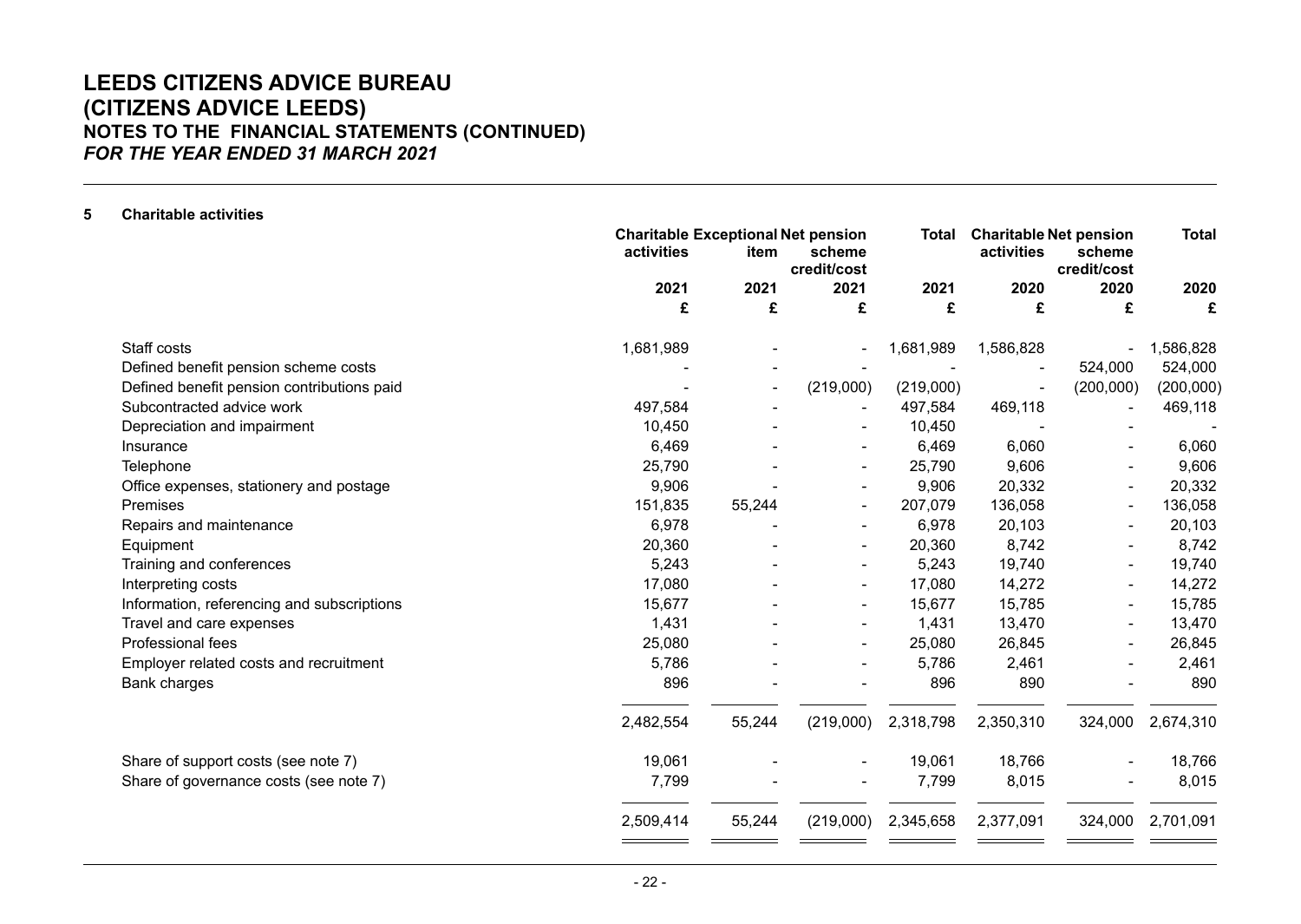# LEEDS CITIZENS ADVICE BUREAU
# (CITIZENS ADVICE LEEDS)
## NOTES TO THE FINANCIAL STATEMENTS (CONTINUED)
### *FOR THE YEAR ENDED 31 MARCH 2021*

**5 Charitable activities**

| | Charitable activities | Exceptional item | Net pension scheme credit/cost | Total | Charitable activities | Net pension scheme credit/cost | Total |
|---|---|---|---|---|---|---|---|
| | 2021 | 2021 | 2021 | 2021 | 2020 | 2020 | 2020 |
| | £ | £ | £ | £ | £ | £ | £ |
| Staff costs | 1,681,989 | - | - | 1,681,989 | 1,586,828 | - | 1,586,828 |
| Defined benefit pension scheme costs | - | - | - | - | - | 524,000 | 524,000 |
| Defined benefit pension contributions paid | - | - | (219,000) | (219,000) | - | (200,000) | (200,000) |
| Subcontracted advice work | 497,584 | - | - | 497,584 | 469,118 | - | 469,118 |
| Depreciation and impairment | 10,450 | - | - | 10,450 | - | - | - |
| Insurance | 6,469 | - | - | 6,469 | 6,060 | - | 6,060 |
| Telephone | 25,790 | - | - | 25,790 | 9,606 | - | 9,606 |
| Office expenses, stationery and postage | 9,906 | - | - | 9,906 | 20,332 | - | 20,332 |
| Premises | 151,835 | 55,244 | - | 207,079 | 136,058 | - | 136,058 |
| Repairs and maintenance | 6,978 | - | - | 6,978 | 20,103 | - | 20,103 |
| Equipment | 20,360 | - | - | 20,360 | 8,742 | - | 8,742 |
| Training and conferences | 5,243 | - | - | 5,243 | 19,740 | - | 19,740 |
| Interpreting costs | 17,080 | - | - | 17,080 | 14,272 | - | 14,272 |
| Information, referencing and subscriptions | 15,677 | - | - | 15,677 | 15,785 | - | 15,785 |
| Travel and care expenses | 1,431 | - | - | 1,431 | 13,470 | - | 13,470 |
| Professional fees | 25,080 | - | - | 25,080 | 26,845 | - | 26,845 |
| Employer related costs and recruitment | 5,786 | - | - | 5,786 | 2,461 | - | 2,461 |
| Bank charges | 896 | - | - | 896 | 890 | - | 890 |
| | 2,482,554 | 55,244 | (219,000) | 2,318,798 | 2,350,310 | 324,000 | 2,674,310 |
| Share of support costs (see note 7) | 19,061 | - | - | 19,061 | 18,766 | - | 18,766 |
| Share of governance costs (see note 7) | 7,799 | - | - | 7,799 | 8,015 | - | 8,015 |
| | 2,509,414 | 55,244 | (219,000) | 2,345,658 | 2,377,091 | 324,000 | 2,701,091 |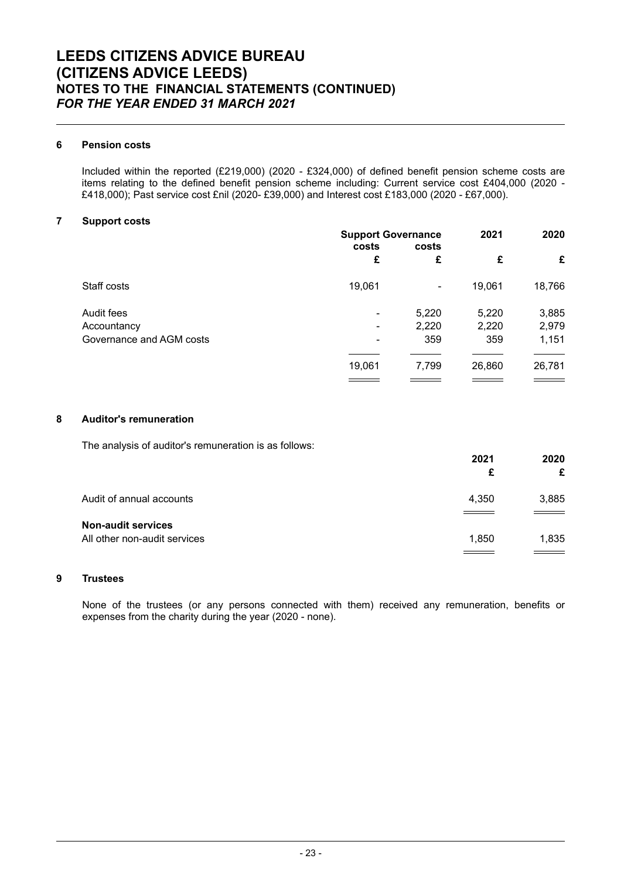## 6 Pension costs

Included within the reported (£219,000) (2020 - £324,000) of defined benefit pension scheme costs are items relating to the defined benefit pension scheme including: Current service cost £404,000 (2020 - £418,000); Past service cost £nil (2020- £39,000) and Interest cost £183,000 (2020 - £67,000).

## 7 Support costs

| | Support costs | Governance costs | 2021 | 2020 |
|---|---|---|---|---|
| | £ | £ | £ | £ |
| Staff costs | 19,061 | - | 19,061 | 18,766 |
| Audit fees | - | 5,220 | 5,220 | 3,885 |
| Accountancy | - | 2,220 | 2,220 | 2,979 |
| Governance and AGM costs | - | 359 | 359 | 1,151 |
| | 19,061 | 7,799 | 26,860 | 26,781 |

## 8 Auditor's remuneration

The analysis of auditor's remuneration is as follows:

| | 2021 | 2020 |
|---|---|---|
| | £ | £ |
| Audit of annual accounts | 4,350 | 3,885 |
| **Non-audit services** | | |
| All other non-audit services | 1,850 | 1,835 |

## 9 Trustees

None of the trustees (or any persons connected with them) received any remuneration, benefits or expenses from the charity during the year (2020 - none).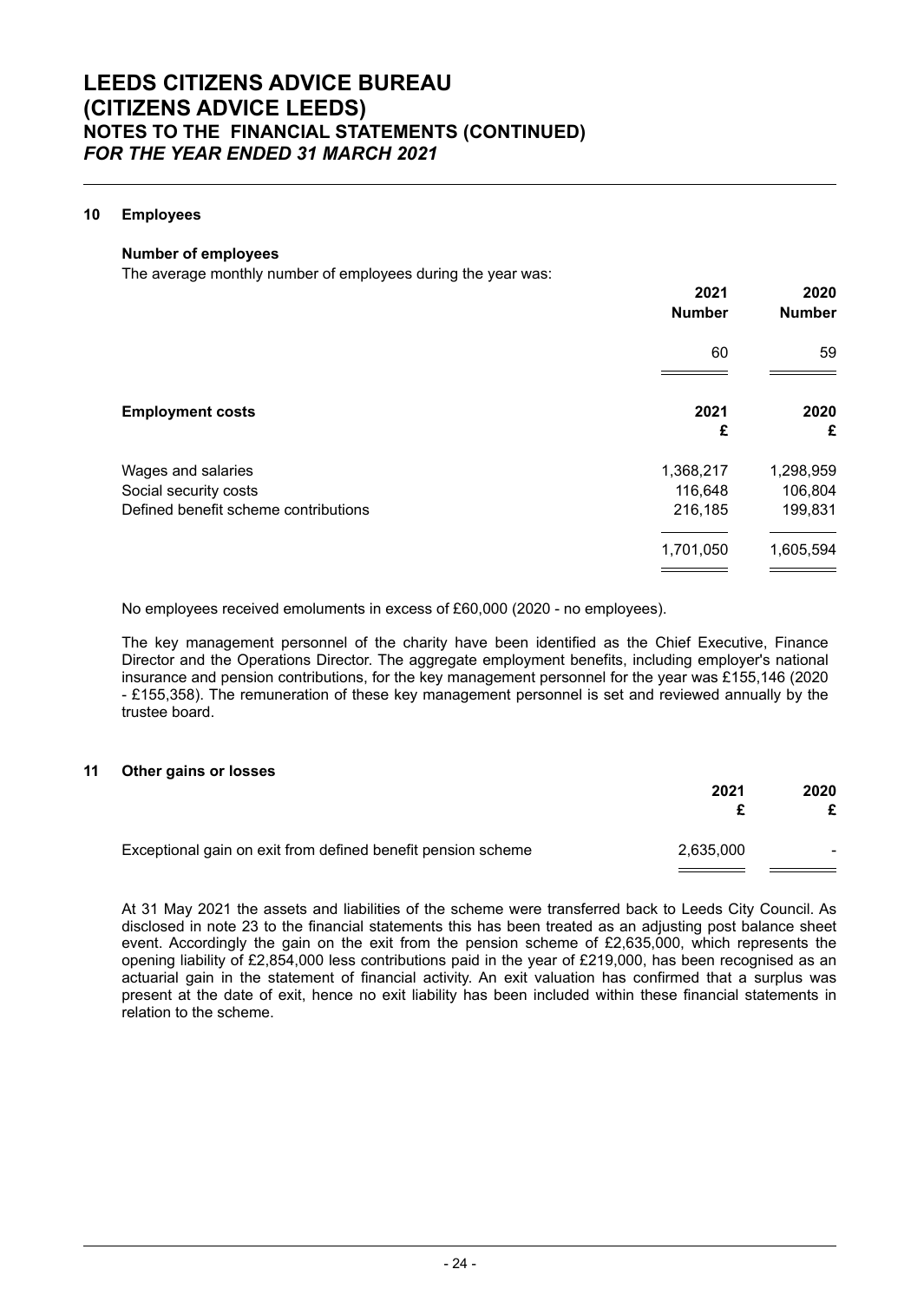# LEEDS CITIZENS ADVICE BUREAU
# (CITIZENS ADVICE LEEDS)
## NOTES TO THE FINANCIAL STATEMENTS (CONTINUED)
### *FOR THE YEAR ENDED 31 MARCH 2021*

## 10 Employees

**Number of employees**

The average monthly number of employees during the year was:

| | 2021 Number | 2020 Number |
|---|---|---|
| | 60 | 59 |

| **Employment costs** | 2021 £ | 2020 £ |
|---|---|---|
| Wages and salaries | 1,368,217 | 1,298,959 |
| Social security costs | 116,648 | 106,804 |
| Defined benefit scheme contributions | 216,185 | 199,831 |
| | 1,701,050 | 1,605,594 |

No employees received emoluments in excess of £60,000 (2020 - no employees).

The key management personnel of the charity have been identified as the Chief Executive, Finance Director and the Operations Director. The aggregate employment benefits, including employer's national insurance and pension contributions, for the key management personnel for the year was £155,146 (2020 - £155,358). The remuneration of these key management personnel is set and reviewed annually by the trustee board.

## 11 Other gains or losses

| | 2021 £ | 2020 £ |
|---|---|---|
| Exceptional gain on exit from defined benefit pension scheme | 2,635,000 | - |

At 31 May 2021 the assets and liabilities of the scheme were transferred back to Leeds City Council. As disclosed in note 23 to the financial statements this has been treated as an adjusting post balance sheet event. Accordingly the gain on the exit from the pension scheme of £2,635,000, which represents the opening liability of £2,854,000 less contributions paid in the year of £219,000, has been recognised as an actuarial gain in the statement of financial activity. An exit valuation has confirmed that a surplus was present at the date of exit, hence no exit liability has been included within these financial statements in relation to the scheme.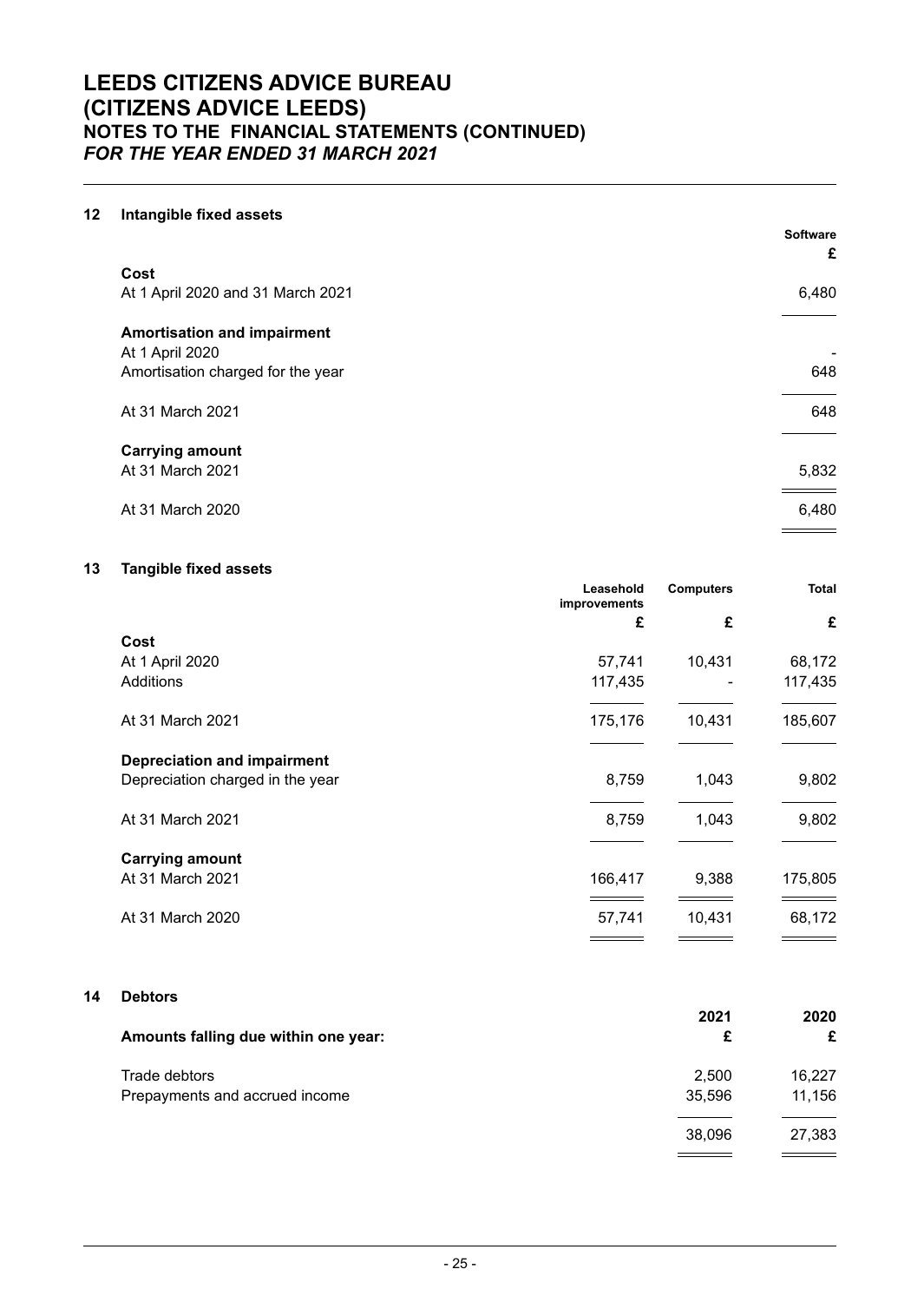# LEEDS CITIZENS ADVICE BUREAU (CITIZENS ADVICE LEEDS)
## NOTES TO THE FINANCIAL STATEMENTS (CONTINUED)
### *FOR THE YEAR ENDED 31 MARCH 2021*

## 12 Intangible fixed assets

| | Software |
|---|---|
| | £ |
| **Cost** | |
| At 1 April 2020 and 31 March 2021 | 6,480 |
| **Amortisation and impairment** | |
| At 1 April 2020 | - |
| Amortisation charged for the year | 648 |
| At 31 March 2021 | 648 |
| **Carrying amount** | |
| At 31 March 2021 | 5,832 |
| At 31 March 2020 | 6,480 |

## 13 Tangible fixed assets

| | Leasehold improvements | Computers | Total |
|---|---|---|---|
| | £ | £ | £ |
| **Cost** | | | |
| At 1 April 2020 | 57,741 | 10,431 | 68,172 |
| Additions | 117,435 | - | 117,435 |
| At 31 March 2021 | 175,176 | 10,431 | 185,607 |
| **Depreciation and impairment** | | | |
| Depreciation charged in the year | 8,759 | 1,043 | 9,802 |
| At 31 March 2021 | 8,759 | 1,043 | 9,802 |
| **Carrying amount** | | | |
| At 31 March 2021 | 166,417 | 9,388 | 175,805 |
| At 31 March 2020 | 57,741 | 10,431 | 68,172 |

## 14 Debtors

| | 2021 | 2020 |
|---|---|---|
| **Amounts falling due within one year:** | £ | £ |
| Trade debtors | 2,500 | 16,227 |
| Prepayments and accrued income | 35,596 | 11,156 |
| | 38,096 | 27,383 |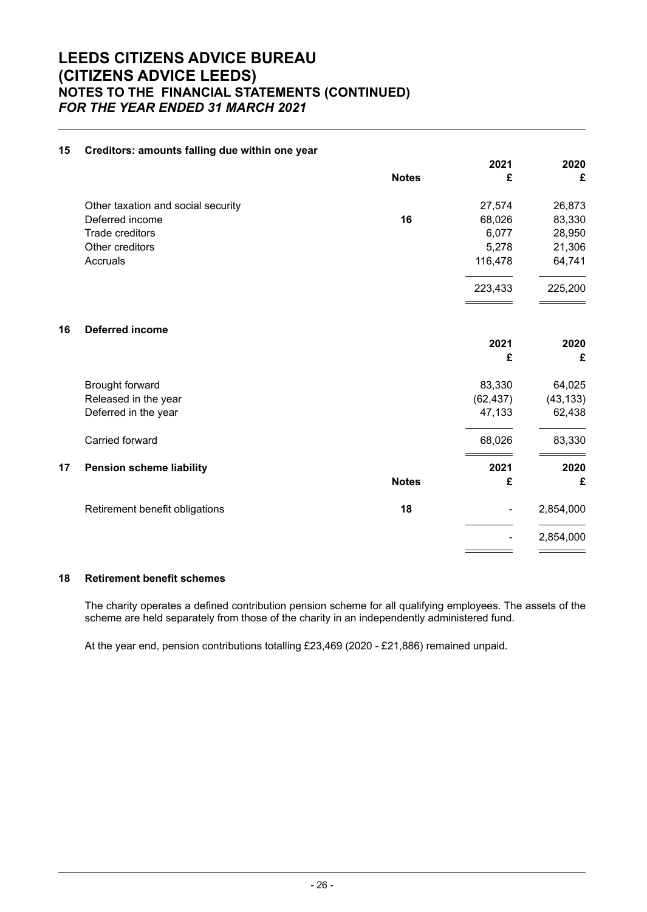# LEEDS CITIZENS ADVICE BUREAU (CITIZENS ADVICE LEEDS)

## NOTES TO THE FINANCIAL STATEMENTS (CONTINUED)

*FOR THE YEAR ENDED 31 MARCH 2021*

### 15 Creditors: amounts falling due within one year

| | Notes | 2021 £ | 2020 £ |
|---|---|---|---|
| Other taxation and social security | | 27,574 | 26,873 |
| Deferred income | 16 | 68,026 | 83,330 |
| Trade creditors | | 6,077 | 28,950 |
| Other creditors | | 5,278 | 21,306 |
| Accruals | | 116,478 | 64,741 |
| | | 223,433 | 225,200 |

### 16 Deferred income

| | 2021 £ | 2020 £ |
|---|---|---|
| Brought forward | 83,330 | 64,025 |
| Released in the year | (62,437) | (43,133) |
| Deferred in the year | 47,133 | 62,438 |
| Carried forward | 68,026 | 83,330 |

### 17 Pension scheme liability

| | Notes | 2021 £ | 2020 £ |
|---|---|---|---|
| Retirement benefit obligations | 18 | - | 2,854,000 |
| | | - | 2,854,000 |

### 18 Retirement benefit schemes

The charity operates a defined contribution pension scheme for all qualifying employees. The assets of the scheme are held separately from those of the charity in an independently administered fund.

At the year end, pension contributions totalling £23,469 (2020 - £21,886) remained unpaid.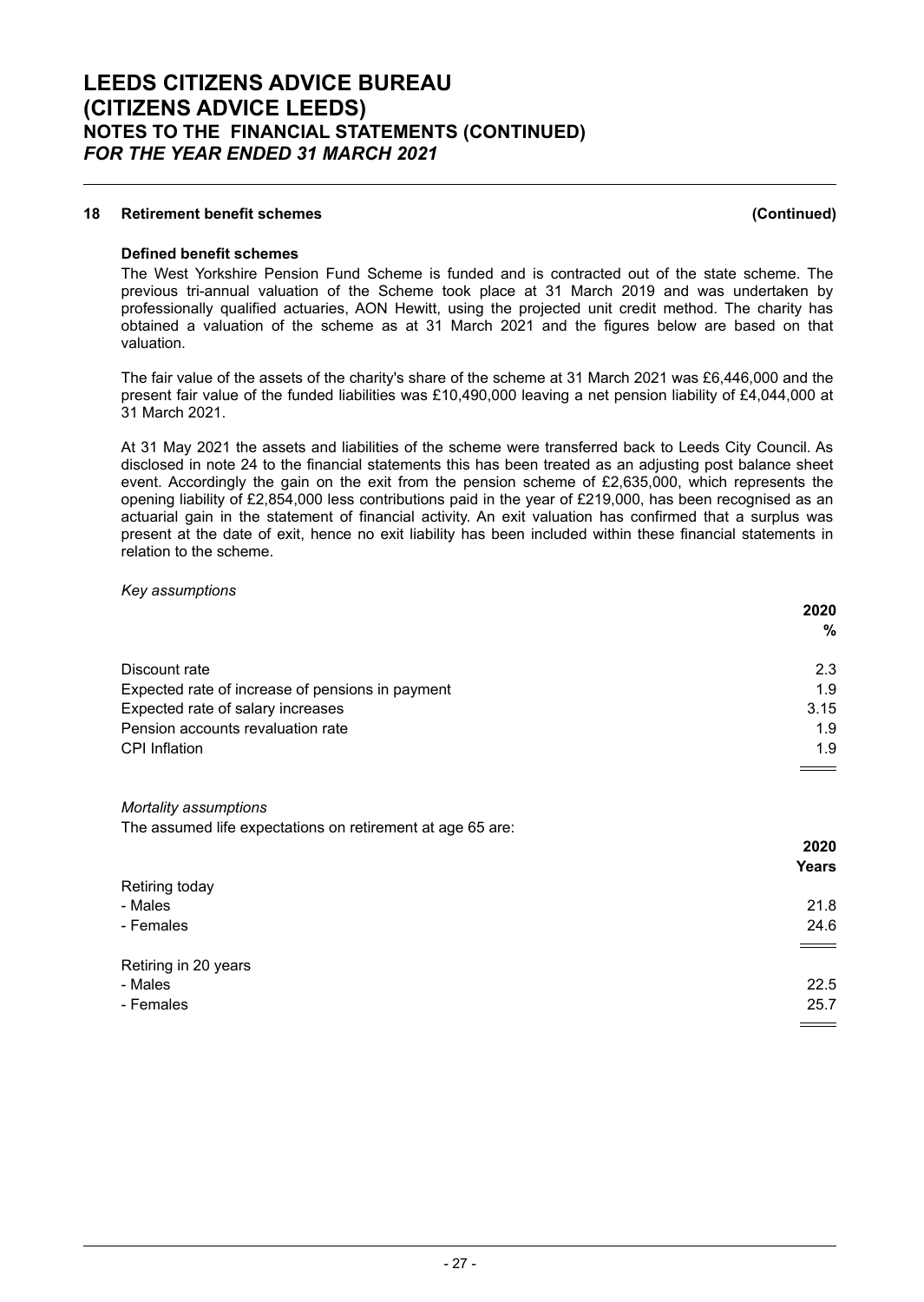## 18 Retirement benefit schemes (Continued)

### Defined benefit schemes

The West Yorkshire Pension Fund Scheme is funded and is contracted out of the state scheme. The previous tri-annual valuation of the Scheme took place at 31 March 2019 and was undertaken by professionally qualified actuaries, AON Hewitt, using the projected unit credit method. The charity has obtained a valuation of the scheme as at 31 March 2021 and the figures below are based on that valuation.

The fair value of the assets of the charity's share of the scheme at 31 March 2021 was £6,446,000 and the present fair value of the funded liabilities was £10,490,000 leaving a net pension liability of £4,044,000 at 31 March 2021.

At 31 May 2021 the assets and liabilities of the scheme were transferred back to Leeds City Council. As disclosed in note 24 to the financial statements this has been treated as an adjusting post balance sheet event. Accordingly the gain on the exit from the pension scheme of £2,635,000, which represents the opening liability of £2,854,000 less contributions paid in the year of £219,000, has been recognised as an actuarial gain in the statement of financial activity. An exit valuation has confirmed that a surplus was present at the date of exit, hence no exit liability has been included within these financial statements in relation to the scheme.

*Key assumptions*

| | 2020 |
|---|---|
| | % |
| Discount rate | 2.3 |
| Expected rate of increase of pensions in payment | 1.9 |
| Expected rate of salary increases | 3.15 |
| Pension accounts revaluation rate | 1.9 |
| CPI Inflation | 1.9 |

*Mortality assumptions*

The assumed life expectations on retirement at age 65 are:

| | 2020 |
|---|---|
| | Years |
| Retiring today | |
| - Males | 21.8 |
| - Females | 24.6 |
| Retiring in 20 years | |
| - Males | 22.5 |
| - Females | 25.7 |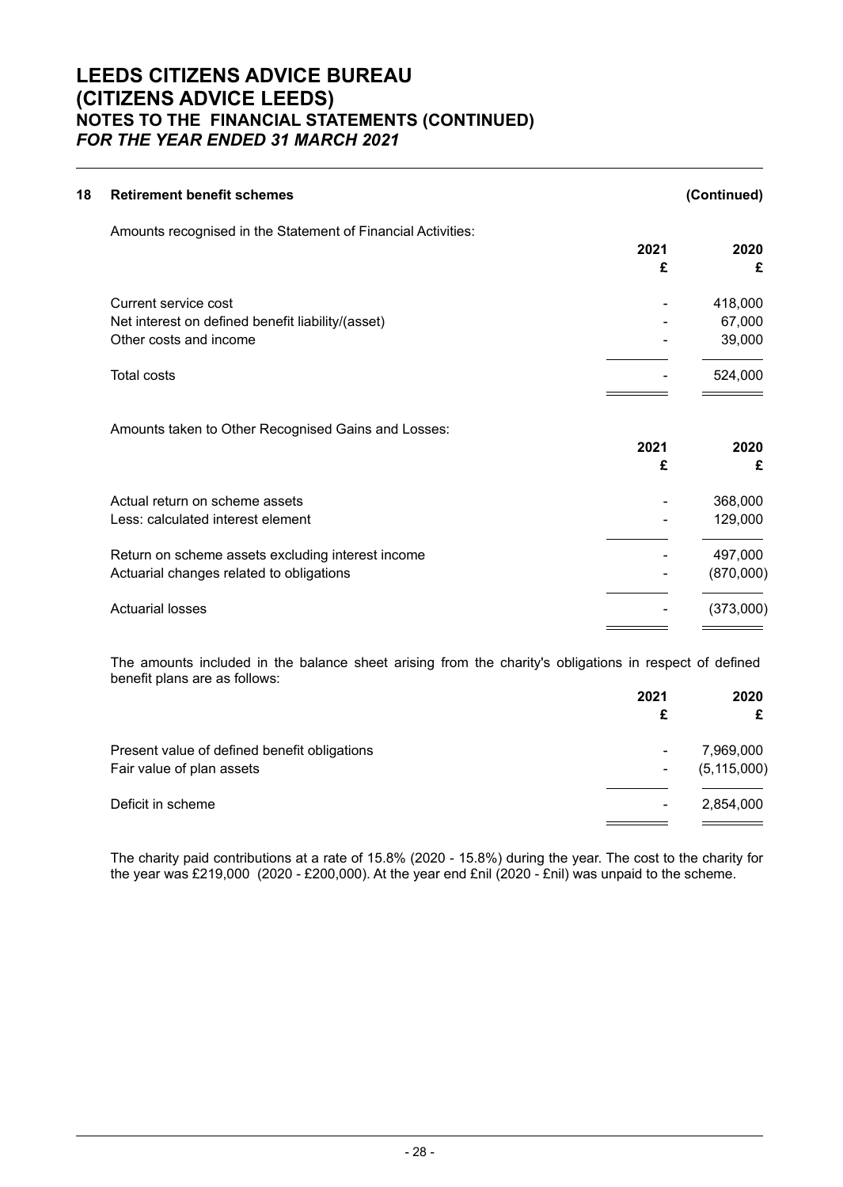# LEEDS CITIZENS ADVICE BUREAU
# (CITIZENS ADVICE LEEDS)
## NOTES TO THE FINANCIAL STATEMENTS (CONTINUED)
### *FOR THE YEAR ENDED 31 MARCH 2021*

**18 Retirement benefit schemes** **(Continued)**

Amounts recognised in the Statement of Financial Activities:

| | 2021 £ | 2020 £ |
|---|---|---|
| Current service cost | - | 418,000 |
| Net interest on defined benefit liability/(asset) | - | 67,000 |
| Other costs and income | - | 39,000 |
| Total costs | - | 524,000 |

Amounts taken to Other Recognised Gains and Losses:

| | 2021 £ | 2020 £ |
|---|---|---|
| Actual return on scheme assets | - | 368,000 |
| Less: calculated interest element | - | 129,000 |
| Return on scheme assets excluding interest income | - | 497,000 |
| Actuarial changes related to obligations | - | (870,000) |
| Actuarial losses | - | (373,000) |

The amounts included in the balance sheet arising from the charity's obligations in respect of defined benefit plans are as follows:

| | 2021 £ | 2020 £ |
|---|---|---|
| Present value of defined benefit obligations | - | 7,969,000 |
| Fair value of plan assets | - | (5,115,000) |
| Deficit in scheme | - | 2,854,000 |

The charity paid contributions at a rate of 15.8% (2020 - 15.8%) during the year. The cost to the charity for the year was £219,000 (2020 - £200,000). At the year end £nil (2020 - £nil) was unpaid to the scheme.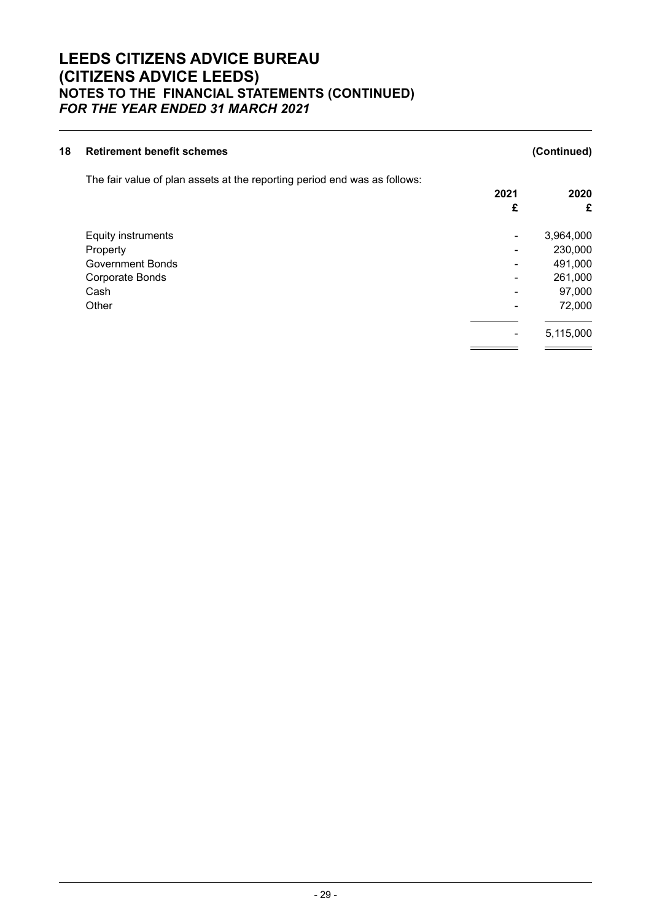## 18 Retirement benefit schemes (Continued)

The fair value of plan assets at the reporting period end was as follows:

| | 2021 £ | 2020 £ |
|---|---|---|
| Equity instruments | - | 3,964,000 |
| Property | - | 230,000 |
| Government Bonds | - | 491,000 |
| Corporate Bonds | - | 261,000 |
| Cash | - | 97,000 |
| Other | - | 72,000 |
| | - | 5,115,000 |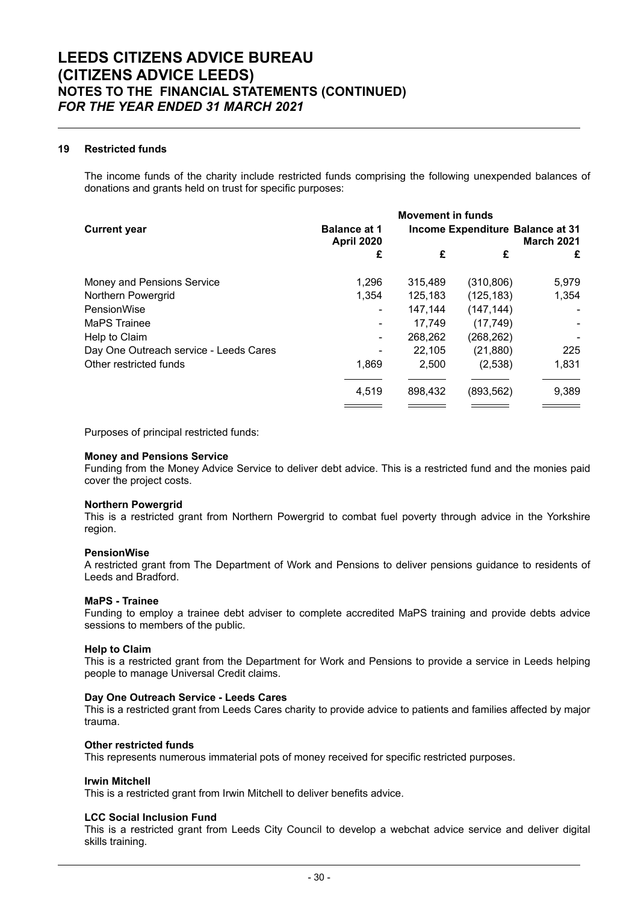### 19 Restricted funds

The income funds of the charity include restricted funds comprising the following unexpended balances of donations and grants held on trust for specific purposes:

| | | Movement in funds | | |
|---|---|---|---|---|
| **Current year** | **Balance at 1 April 2020** | **Income** | **Expenditure** | **Balance at 31 March 2021** |
| | £ | £ | £ | £ |
| Money and Pensions Service | 1,296 | 315,489 | (310,806) | 5,979 |
| Northern Powergrid | 1,354 | 125,183 | (125,183) | 1,354 |
| PensionWise | - | 147,144 | (147,144) | - |
| MaPS Trainee | - | 17,749 | (17,749) | - |
| Help to Claim | - | 268,262 | (268,262) | - |
| Day One Outreach service - Leeds Cares | - | 22,105 | (21,880) | 225 |
| Other restricted funds | 1,869 | 2,500 | (2,538) | 1,831 |
| | 4,519 | 898,432 | (893,562) | 9,389 |

Purposes of principal restricted funds:

**Money and Pensions Service**
Funding from the Money Advice Service to deliver debt advice. This is a restricted fund and the monies paid cover the project costs.

**Northern Powergrid**
This is a restricted grant from Northern Powergrid to combat fuel poverty through advice in the Yorkshire region.

**PensionWise**
A restricted grant from The Department of Work and Pensions to deliver pensions guidance to residents of Leeds and Bradford.

**MaPS - Trainee**
Funding to employ a trainee debt adviser to complete accredited MaPS training and provide debts advice sessions to members of the public.

**Help to Claim**
This is a restricted grant from the Department for Work and Pensions to provide a service in Leeds helping people to manage Universal Credit claims.

**Day One Outreach Service - Leeds Cares**
This is a restricted grant from Leeds Cares charity to provide advice to patients and families affected by major trauma.

**Other restricted funds**
This represents numerous immaterial pots of money received for specific restricted purposes.

**Irwin Mitchell**
This is a restricted grant from Irwin Mitchell to deliver benefits advice.

**LCC Social Inclusion Fund**
This is a restricted grant from Leeds City Council to develop a webchat advice service and deliver digital skills training.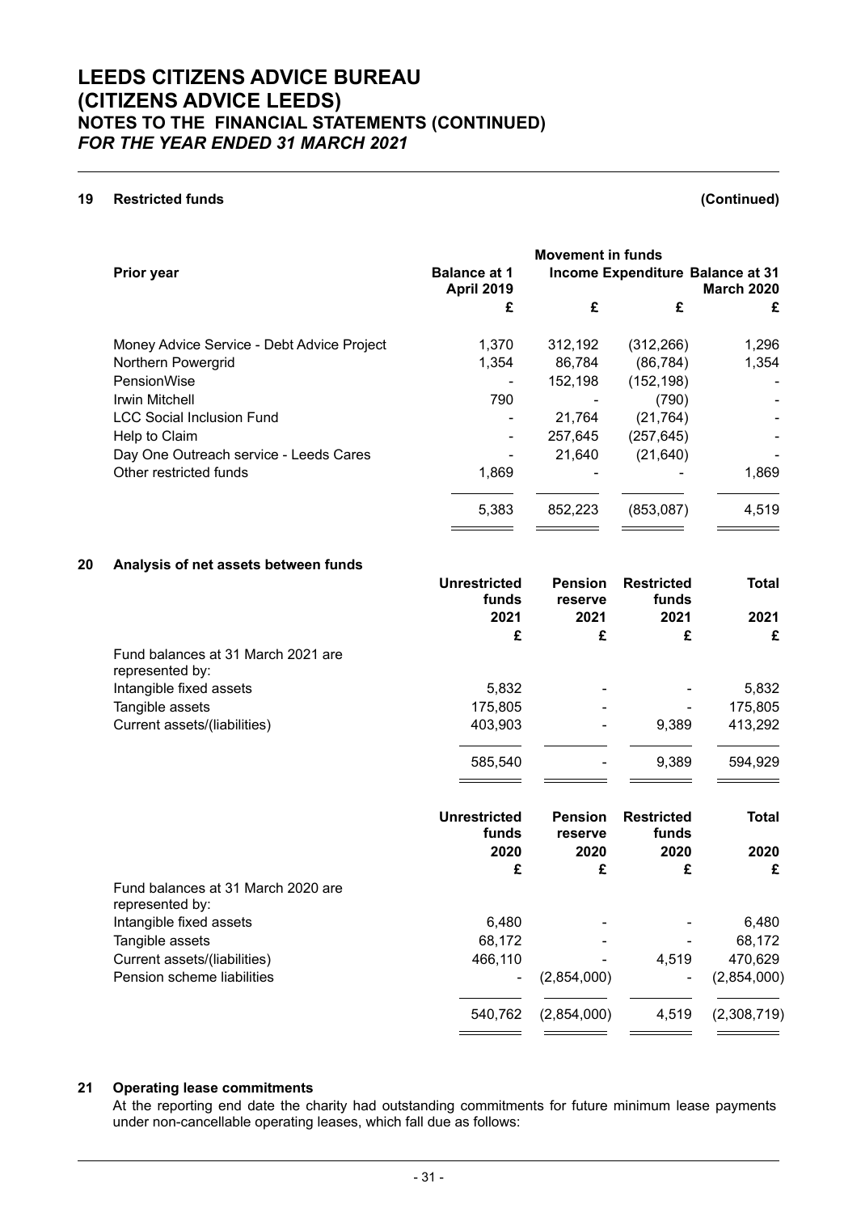# LEEDS CITIZENS ADVICE BUREAU
# (CITIZENS ADVICE LEEDS)
## NOTES TO THE FINANCIAL STATEMENTS (CONTINUED)
*FOR THE YEAR ENDED 31 MARCH 2021*

### 19 Restricted funds (Continued)

| Prior year | Balance at 1 April 2019 | Movement in funds Income | Expenditure | Balance at 31 March 2020 |
|---|---|---|---|---|
| | £ | £ | £ | £ |
| Money Advice Service - Debt Advice Project | 1,370 | 312,192 | (312,266) | 1,296 |
| Northern Powergrid | 1,354 | 86,784 | (86,784) | 1,354 |
| PensionWise | - | 152,198 | (152,198) | - |
| Irwin Mitchell | 790 | - | (790) | - |
| LCC Social Inclusion Fund | - | 21,764 | (21,764) | - |
| Help to Claim | - | 257,645 | (257,645) | - |
| Day One Outreach service - Leeds Cares | - | 21,640 | (21,640) | - |
| Other restricted funds | 1,869 | - | - | 1,869 |
| | 5,383 | 852,223 | (853,087) | 4,519 |

### 20 Analysis of net assets between funds

| | Unrestricted funds 2021 | Pension reserve 2021 | Restricted funds 2021 | Total 2021 |
|---|---|---|---|---|
| | £ | £ | £ | £ |
| Fund balances at 31 March 2021 are represented by: | | | | |
| Intangible fixed assets | 5,832 | - | - | 5,832 |
| Tangible assets | 175,805 | - | - | 175,805 |
| Current assets/(liabilities) | 403,903 | - | 9,389 | 413,292 |
| | 585,540 | - | 9,389 | 594,929 |

| | Unrestricted funds 2020 | Pension reserve 2020 | Restricted funds 2020 | Total 2020 |
|---|---|---|---|---|
| | £ | £ | £ | £ |
| Fund balances at 31 March 2020 are represented by: | | | | |
| Intangible fixed assets | 6,480 | - | - | 6,480 |
| Tangible assets | 68,172 | - | - | 68,172 |
| Current assets/(liabilities) | 466,110 | - | 4,519 | 470,629 |
| Pension scheme liabilities | - | (2,854,000) | - | (2,854,000) |
| | 540,762 | (2,854,000) | 4,519 | (2,308,719) |

### 21 Operating lease commitments

At the reporting end date the charity had outstanding commitments for future minimum lease payments under non-cancellable operating leases, which fall due as follows: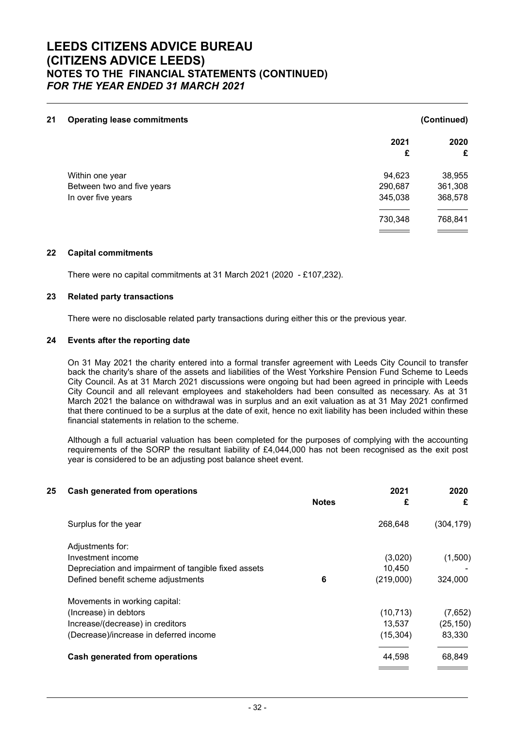# LEEDS CITIZENS ADVICE BUREAU
# (CITIZENS ADVICE LEEDS)
## NOTES TO THE FINANCIAL STATEMENTS (CONTINUED)
*FOR THE YEAR ENDED 31 MARCH 2021*

### 21 Operating lease commitments (Continued)

| | 2021 £ | 2020 £ |
|---|---|---|
| Within one year | 94,623 | 38,955 |
| Between two and five years | 290,687 | 361,308 |
| In over five years | 345,038 | 368,578 |
| | 730,348 | 768,841 |

### 22 Capital commitments

There were no capital commitments at 31 March 2021 (2020 - £107,232).

### 23 Related party transactions

There were no disclosable related party transactions during either this or the previous year.

### 24 Events after the reporting date

On 31 May 2021 the charity entered into a formal transfer agreement with Leeds City Council to transfer back the charity's share of the assets and liabilities of the West Yorkshire Pension Fund Scheme to Leeds City Council. As at 31 March 2021 discussions were ongoing but had been agreed in principle with Leeds City Council and all relevant employees and stakeholders had been consulted as necessary. As at 31 March 2021 the balance on withdrawal was in surplus and an exit valuation as at 31 May 2021 confirmed that there continued to be a surplus at the date of exit, hence no exit liability has been included within these financial statements in relation to the scheme.

Although a full actuarial valuation has been completed for the purposes of complying with the accounting requirements of the SORP the resultant liability of £4,044,000 has not been recognised as the exit post year is considered to be an adjusting post balance sheet event.

### 25 Cash generated from operations

| | Notes | 2021 £ | 2020 £ |
|---|---|---|---|
| Surplus for the year | | 268,648 | (304,179) |
| Adjustments for: | | | |
| Investment income | | (3,020) | (1,500) |
| Depreciation and impairment of tangible fixed assets | | 10,450 | - |
| Defined benefit scheme adjustments | 6 | (219,000) | 324,000 |
| Movements in working capital: | | | |
| (Increase) in debtors | | (10,713) | (7,652) |
| Increase/(decrease) in creditors | | 13,537 | (25,150) |
| (Decrease)/increase in deferred income | | (15,304) | 83,330 |
| **Cash generated from operations** | | 44,598 | 68,849 |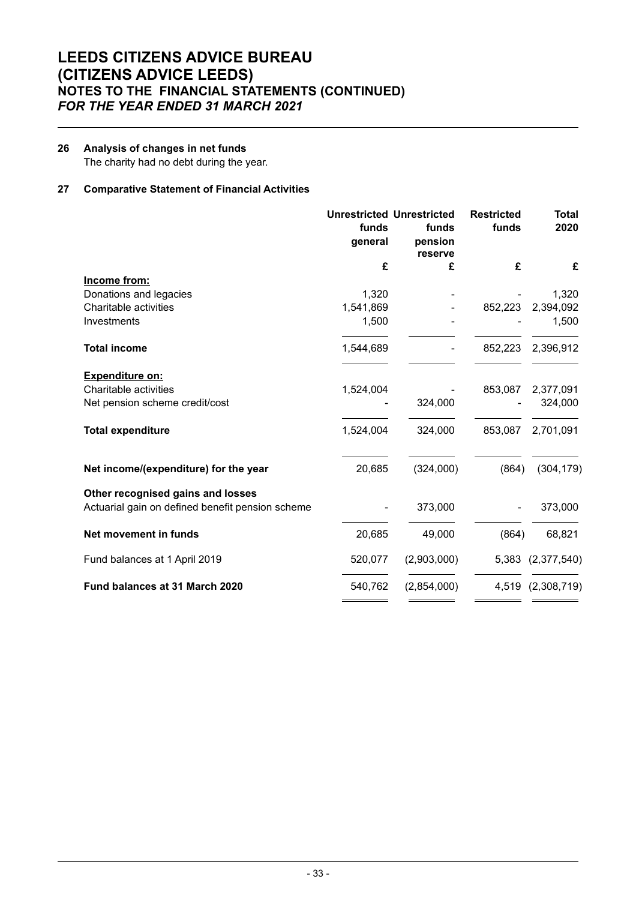# LEEDS CITIZENS ADVICE BUREAU
# (CITIZENS ADVICE LEEDS)
## NOTES TO THE FINANCIAL STATEMENTS (CONTINUED)
### *FOR THE YEAR ENDED 31 MARCH 2021*

**26 Analysis of changes in net funds**

The charity had no debt during the year.

**27 Comparative Statement of Financial Activities**

| | Unrestricted funds general | Unrestricted funds pension reserve | Restricted funds | Total 2020 |
|---|---|---|---|---|
| | £ | £ | £ | £ |
| **Income from:** | | | | |
| Donations and legacies | 1,320 | - | - | 1,320 |
| Charitable activities | 1,541,869 | - | 852,223 | 2,394,092 |
| Investments | 1,500 | - | - | 1,500 |
| **Total income** | 1,544,689 | - | 852,223 | 2,396,912 |
| **Expenditure on:** | | | | |
| Charitable activities | 1,524,004 | - | 853,087 | 2,377,091 |
| Net pension scheme credit/cost | - | 324,000 | - | 324,000 |
| **Total expenditure** | 1,524,004 | 324,000 | 853,087 | 2,701,091 |
| **Net income/(expenditure) for the year** | 20,685 | (324,000) | (864) | (304,179) |
| **Other recognised gains and losses** | | | | |
| Actuarial gain on defined benefit pension scheme | - | 373,000 | - | 373,000 |
| **Net movement in funds** | 20,685 | 49,000 | (864) | 68,821 |
| Fund balances at 1 April 2019 | 520,077 | (2,903,000) | 5,383 | (2,377,540) |
| **Fund balances at 31 March 2020** | 540,762 | (2,854,000) | 4,519 | (2,308,719) |